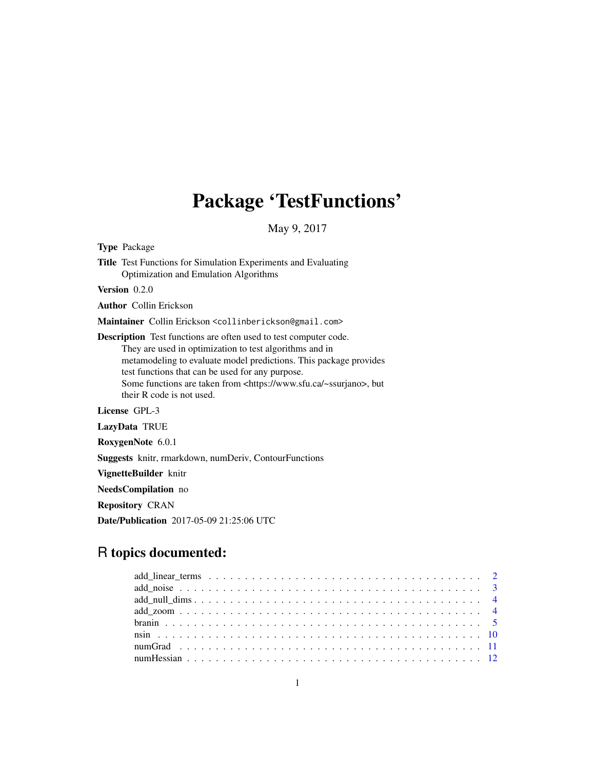# Package 'TestFunctions'

May 9, 2017

**Type** Package

**Title** Test Functions for Simulation Experiments and Evaluating Optimization and Emulation Algorithms

**Version** 0.2.0

**Author** Collin Erickson

**Maintainer** Collin Erickson <collinberickson@gmail.com>

**Description** Test functions are often used to test computer code.
They are used in optimization to test algorithms and in
metamodeling to evaluate model predictions. This package provides
test functions that can be used for any purpose.
Some functions are taken from <https://www.sfu.ca/~ssurjano>, but
their R code is not used.

**License** GPL-3

**LazyData** TRUE

**RoxygenNote** 6.0.1

**Suggests** knitr, rmarkdown, numDeriv, ContourFunctions

**VignetteBuilder** knitr

**NeedsCompilation** no

**Repository** CRAN

**Date/Publication** 2017-05-09 21:25:06 UTC

## R topics documented:

- add_linear_terms . . . . . . . . . . . . . . . . . . . . . . . . . . . . . . . . . . . . 2
- add_noise . . . . . . . . . . . . . . . . . . . . . . . . . . . . . . . . . . . . . . . 3
- add_null_dims . . . . . . . . . . . . . . . . . . . . . . . . . . . . . . . . . . . . . 4
- add_zoom . . . . . . . . . . . . . . . . . . . . . . . . . . . . . . . . . . . . . . . 4
- branin . . . . . . . . . . . . . . . . . . . . . . . . . . . . . . . . . . . . . . . . 5
- nsin . . . . . . . . . . . . . . . . . . . . . . . . . . . . . . . . . . . . . . . . . 10
- numGrad . . . . . . . . . . . . . . . . . . . . . . . . . . . . . . . . . . . . . . . 11
- numHessian . . . . . . . . . . . . . . . . . . . . . . . . . . . . . . . . . . . . . . 12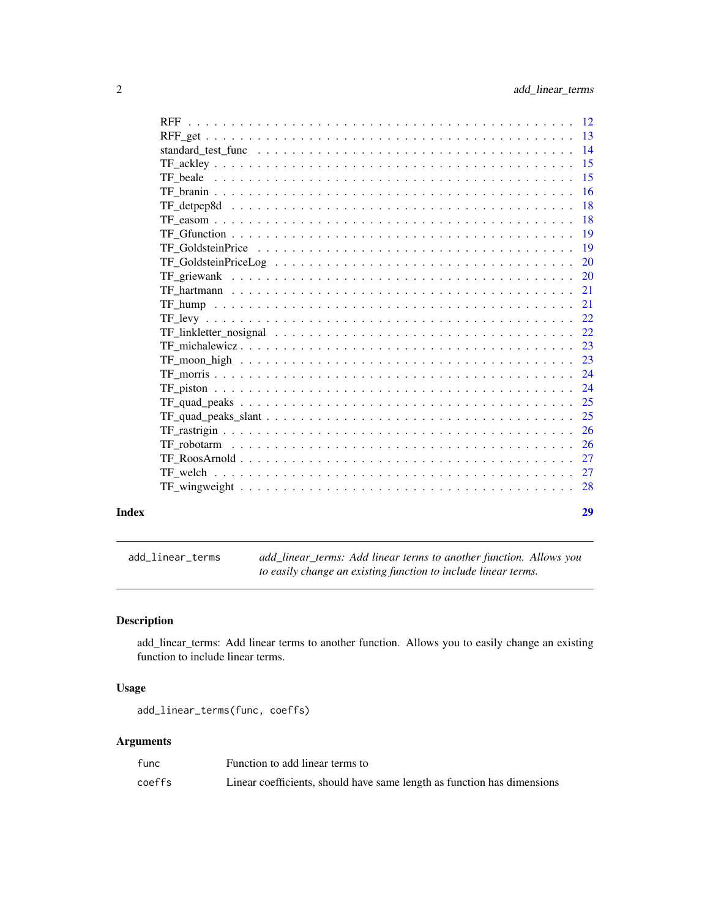| | |
|---|---|
| RFF | 12 |
| RFF_get | 13 |
| standard_test_func | 14 |
| TF_ackley | 15 |
| TF_beale | 15 |
| TF_branin | 16 |
| TF_detpep8d | 18 |
| TF_easom | 18 |
| TF_Gfunction | 19 |
| TF_GoldsteinPrice | 19 |
| TF_GoldsteinPriceLog | 20 |
| TF_griewank | 20 |
| TF_hartmann | 21 |
| TF_hump | 21 |
| TF_levy | 22 |
| TF_linkletter_nosignal | 22 |
| TF_michalewicz | 23 |
| TF_moon_high | 23 |
| TF_morris | 24 |
| TF_piston | 24 |
| TF_quad_peaks | 25 |
| TF_quad_peaks_slant | 25 |
| TF_rastrigin | 26 |
| TF_robotarm | 26 |
| TF_RoosArnold | 27 |
| TF_welch | 27 |
| TF_wingweight | 28 |

**Index** **29**

---

add_linear_terms — *add_linear_terms: Add linear terms to another function. Allows you to easily change an existing function to include linear terms.*

---

## Description

add_linear_terms: Add linear terms to another function. Allows you to easily change an existing function to include linear terms.

## Usage

```
add_linear_terms(func, coeffs)
```

## Arguments

| | |
|---|---|
| func | Function to add linear terms to |
| coeffs | Linear coefficients, should have same length as function has dimensions |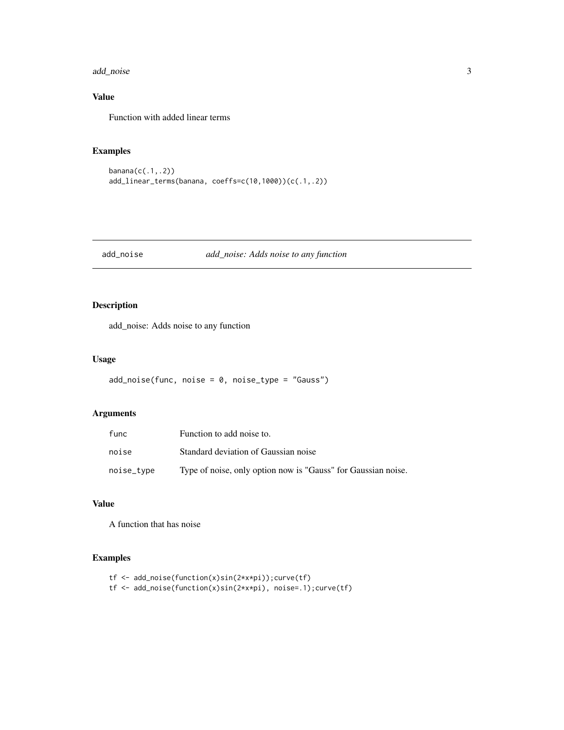### Value

Function with added linear terms

### Examples

```
banana(c(.1,.2))
add_linear_terms(banana, coeffs=c(10,1000))(c(.1,.2))
```

---

## add_noise *add_noise: Adds noise to any function*

---

### Description

add_noise: Adds noise to any function

### Usage

```
add_noise(func, noise = 0, noise_type = "Gauss")
```

### Arguments

| | |
|---|---|
| func | Function to add noise to. |
| noise | Standard deviation of Gaussian noise |
| noise_type | Type of noise, only option now is "Gauss" for Gaussian noise. |

### Value

A function that has noise

### Examples

```
tf <- add_noise(function(x)sin(2*x*pi));curve(tf)
tf <- add_noise(function(x)sin(2*x*pi), noise=.1);curve(tf)
```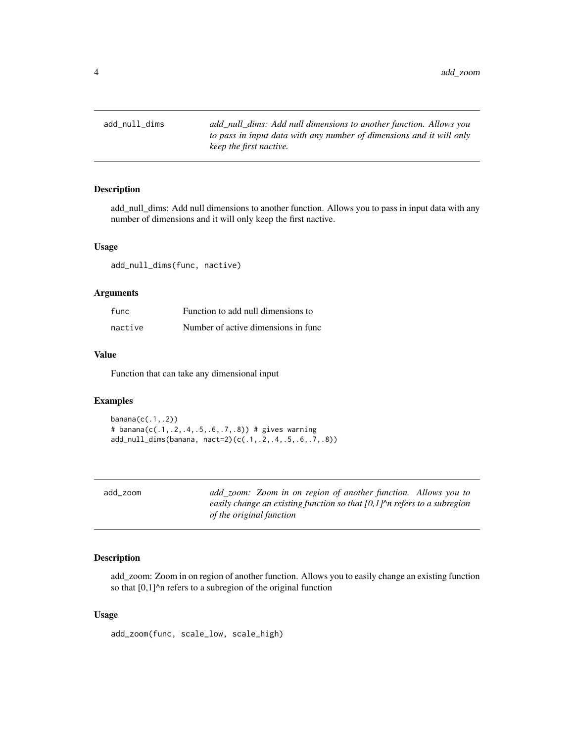## add_null_dims

*add_null_dims: Add null dimensions to another function. Allows you to pass in input data with any number of dimensions and it will only keep the first nactive.*

### Description

add_null_dims: Add null dimensions to another function. Allows you to pass in input data with any number of dimensions and it will only keep the first nactive.

### Usage

```
add_null_dims(func, nactive)
```

### Arguments

| | |
|---|---|
| func | Function to add null dimensions to |
| nactive | Number of active dimensions in func |

### Value

Function that can take any dimensional input

### Examples

```
banana(c(.1,.2))
# banana(c(.1,.2,.4,.5,.6,.7,.8)) # gives warning
add_null_dims(banana, nact=2)(c(.1,.2,.4,.5,.6,.7,.8))
```

## add_zoom

*add_zoom: Zoom in on region of another function. Allows you to easily change an existing function so that [0,1]^n refers to a subregion of the original function*

### Description

add_zoom: Zoom in on region of another function. Allows you to easily change an existing function so that [0,1]^n refers to a subregion of the original function

### Usage

```
add_zoom(func, scale_low, scale_high)
```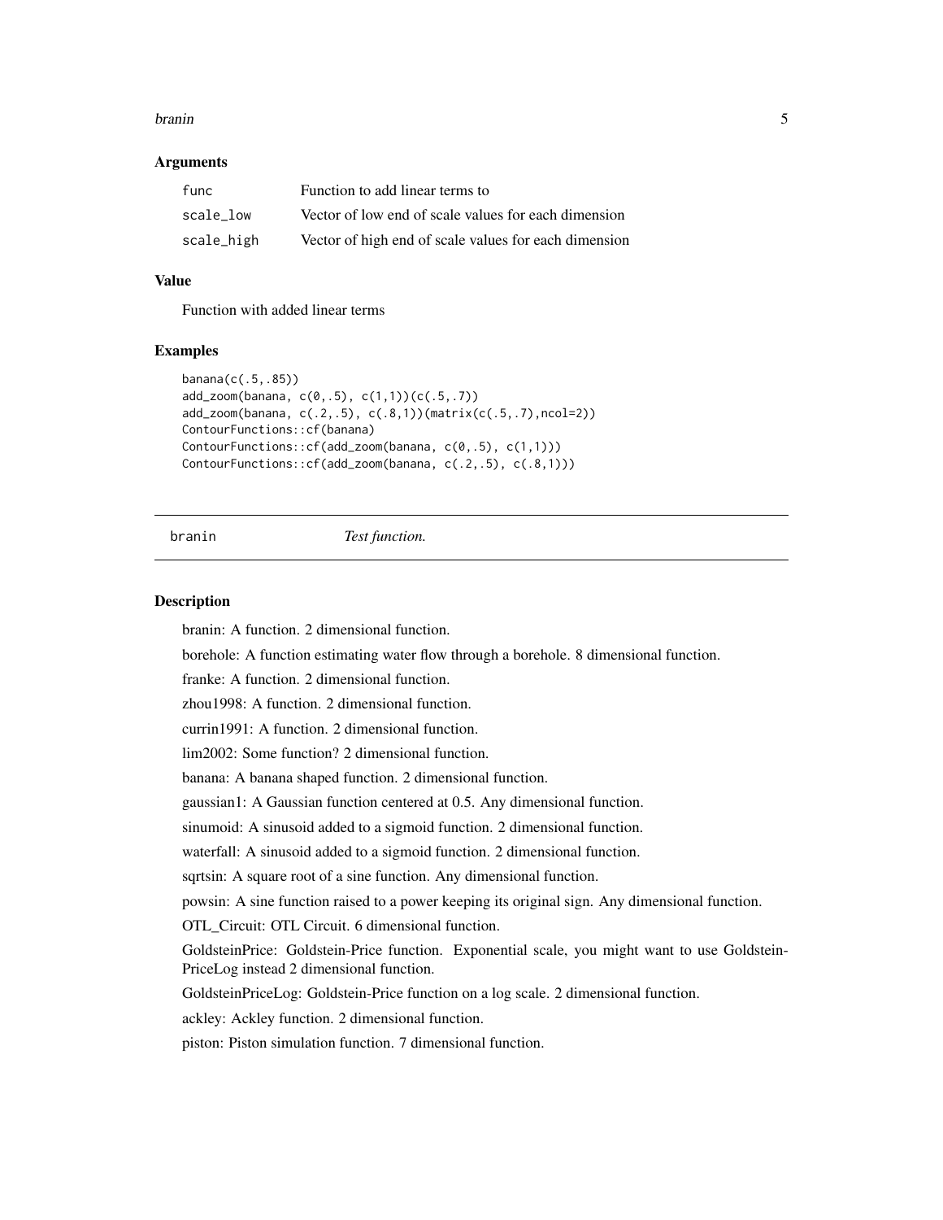### Arguments

| | |
|---|---|
| func | Function to add linear terms to |
| scale_low | Vector of low end of scale values for each dimension |
| scale_high | Vector of high end of scale values for each dimension |

### Value

Function with added linear terms

### Examples

```
banana(c(.5,.85))
add_zoom(banana, c(0,.5), c(1,1))(c(.5,.7))
add_zoom(banana, c(.2,.5), c(.8,1))(matrix(c(.5,.7),ncol=2))
ContourFunctions::cf(banana)
ContourFunctions::cf(add_zoom(banana, c(0,.5), c(1,1)))
ContourFunctions::cf(add_zoom(banana, c(.2,.5), c(.8,1)))
```

## branin *Test function.*

### Description

branin: A function. 2 dimensional function.

borehole: A function estimating water flow through a borehole. 8 dimensional function.

franke: A function. 2 dimensional function.

zhou1998: A function. 2 dimensional function.

currin1991: A function. 2 dimensional function.

lim2002: Some function? 2 dimensional function.

banana: A banana shaped function. 2 dimensional function.

gaussian1: A Gaussian function centered at 0.5. Any dimensional function.

sinumoid: A sinusoid added to a sigmoid function. 2 dimensional function.

waterfall: A sinusoid added to a sigmoid function. 2 dimensional function.

sqrtsin: A square root of a sine function. Any dimensional function.

powsin: A sine function raised to a power keeping its original sign. Any dimensional function.

OTL_Circuit: OTL Circuit. 6 dimensional function.

GoldsteinPrice: Goldstein-Price function. Exponential scale, you might want to use GoldsteinPriceLog instead 2 dimensional function.

GoldsteinPriceLog: Goldstein-Price function on a log scale. 2 dimensional function.

ackley: Ackley function. 2 dimensional function.

piston: Piston simulation function. 7 dimensional function.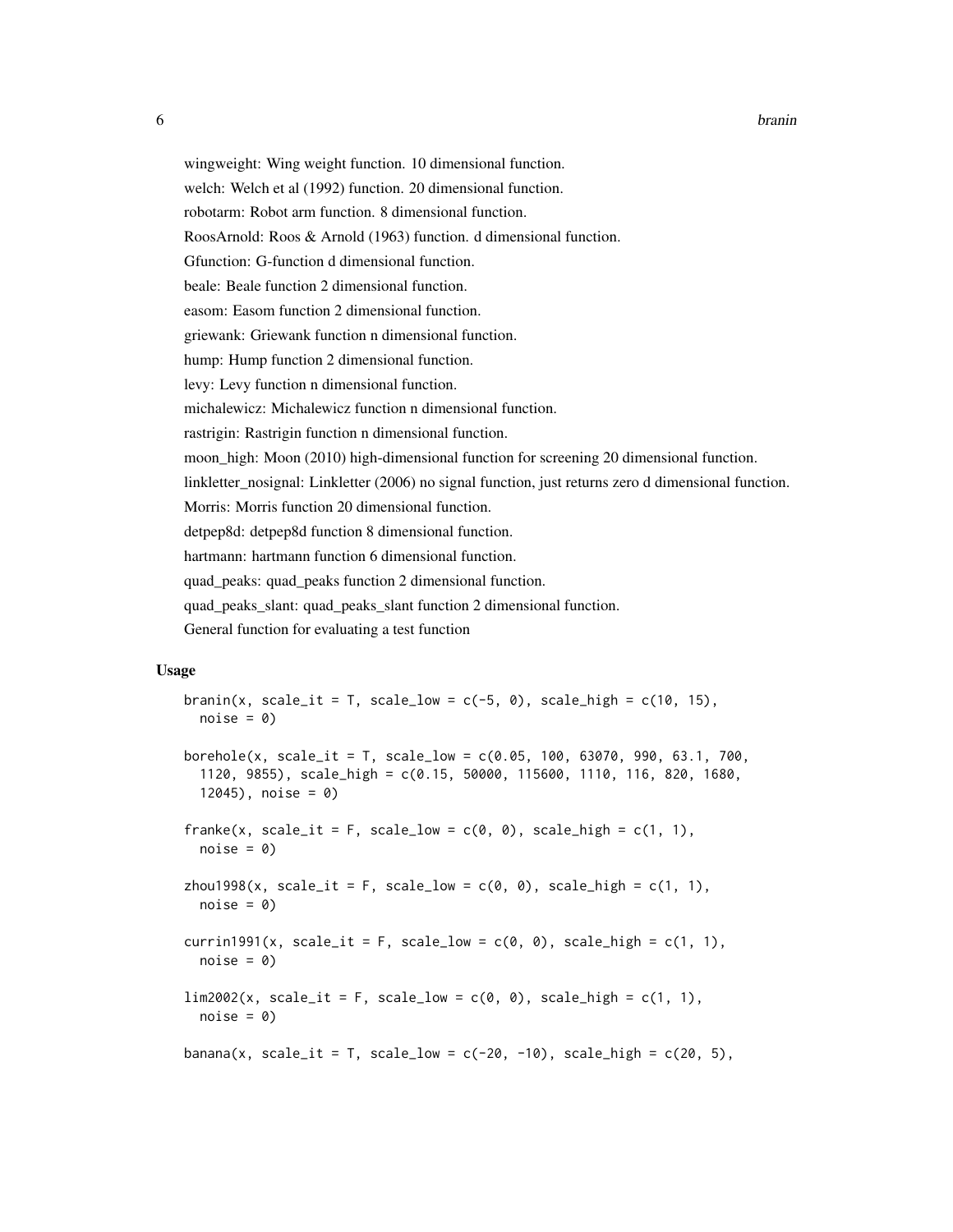wingweight: Wing weight function. 10 dimensional function.

welch: Welch et al (1992) function. 20 dimensional function.

robotarm: Robot arm function. 8 dimensional function.

RoosArnold: Roos & Arnold (1963) function. d dimensional function.

Gfunction: G-function d dimensional function.

beale: Beale function 2 dimensional function.

easom: Easom function 2 dimensional function.

griewank: Griewank function n dimensional function.

hump: Hump function 2 dimensional function.

levy: Levy function n dimensional function.

michalewicz: Michalewicz function n dimensional function.

rastrigin: Rastrigin function n dimensional function.

moon_high: Moon (2010) high-dimensional function for screening 20 dimensional function.

linkletter_nosignal: Linkletter (2006) no signal function, just returns zero d dimensional function.

Morris: Morris function 20 dimensional function.

detpep8d: detpep8d function 8 dimensional function.

hartmann: hartmann function 6 dimensional function.

quad_peaks: quad_peaks function 2 dimensional function.

quad_peaks_slant: quad_peaks_slant function 2 dimensional function.

General function for evaluating a test function

### Usage

```
branin(x, scale_it = T, scale_low = c(-5, 0), scale_high = c(10, 15),
  noise = 0)

borehole(x, scale_it = T, scale_low = c(0.05, 100, 63070, 990, 63.1, 700,
  1120, 9855), scale_high = c(0.15, 50000, 115600, 1110, 116, 820, 1680,
  12045), noise = 0)

franke(x, scale_it = F, scale_low = c(0, 0), scale_high = c(1, 1),
  noise = 0)

zhou1998(x, scale_it = F, scale_low = c(0, 0), scale_high = c(1, 1),
  noise = 0)

currin1991(x, scale_it = F, scale_low = c(0, 0), scale_high = c(1, 1),
  noise = 0)

lim2002(x, scale_it = F, scale_low = c(0, 0), scale_high = c(1, 1),
  noise = 0)

banana(x, scale_it = T, scale_low = c(-20, -10), scale_high = c(20, 5),
```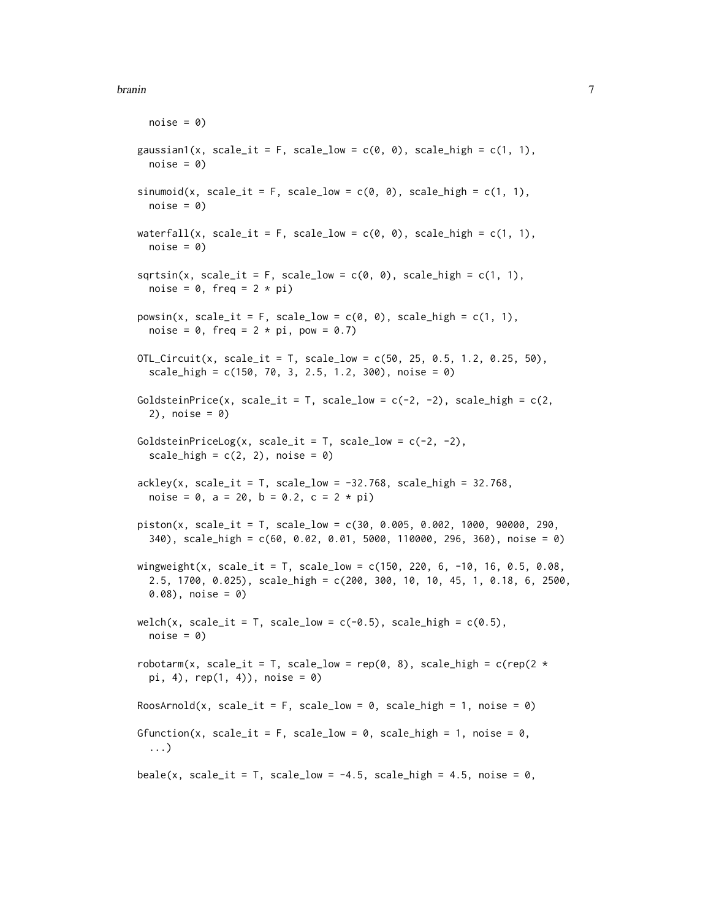```
  noise = 0)

gaussian1(x, scale_it = F, scale_low = c(0, 0), scale_high = c(1, 1),
  noise = 0)

sinumoid(x, scale_it = F, scale_low = c(0, 0), scale_high = c(1, 1),
  noise = 0)

waterfall(x, scale_it = F, scale_low = c(0, 0), scale_high = c(1, 1),
  noise = 0)

sqrtsin(x, scale_it = F, scale_low = c(0, 0), scale_high = c(1, 1),
  noise = 0, freq = 2 * pi)

powsin(x, scale_it = F, scale_low = c(0, 0), scale_high = c(1, 1),
  noise = 0, freq = 2 * pi, pow = 0.7)

OTL_Circuit(x, scale_it = T, scale_low = c(50, 25, 0.5, 1.2, 0.25, 50),
  scale_high = c(150, 70, 3, 2.5, 1.2, 300), noise = 0)

GoldsteinPrice(x, scale_it = T, scale_low = c(-2, -2), scale_high = c(2,
  2), noise = 0)

GoldsteinPriceLog(x, scale_it = T, scale_low = c(-2, -2),
  scale_high = c(2, 2), noise = 0)

ackley(x, scale_it = T, scale_low = -32.768, scale_high = 32.768,
  noise = 0, a = 20, b = 0.2, c = 2 * pi)

piston(x, scale_it = T, scale_low = c(30, 0.005, 0.002, 1000, 90000, 290,
  340), scale_high = c(60, 0.02, 0.01, 5000, 110000, 296, 360), noise = 0)

wingweight(x, scale_it = T, scale_low = c(150, 220, 6, -10, 16, 0.5, 0.08,
  2.5, 1700, 0.025), scale_high = c(200, 300, 10, 10, 45, 1, 0.18, 6, 2500,
  0.08), noise = 0)

welch(x, scale_it = T, scale_low = c(-0.5), scale_high = c(0.5),
  noise = 0)

robotarm(x, scale_it = T, scale_low = rep(0, 8), scale_high = c(rep(2 *
  pi, 4), rep(1, 4)), noise = 0)

RoosArnold(x, scale_it = F, scale_low = 0, scale_high = 1, noise = 0)

Gfunction(x, scale_it = F, scale_low = 0, scale_high = 1, noise = 0,
  ...)

beale(x, scale_it = T, scale_low = -4.5, scale_high = 4.5, noise = 0,
```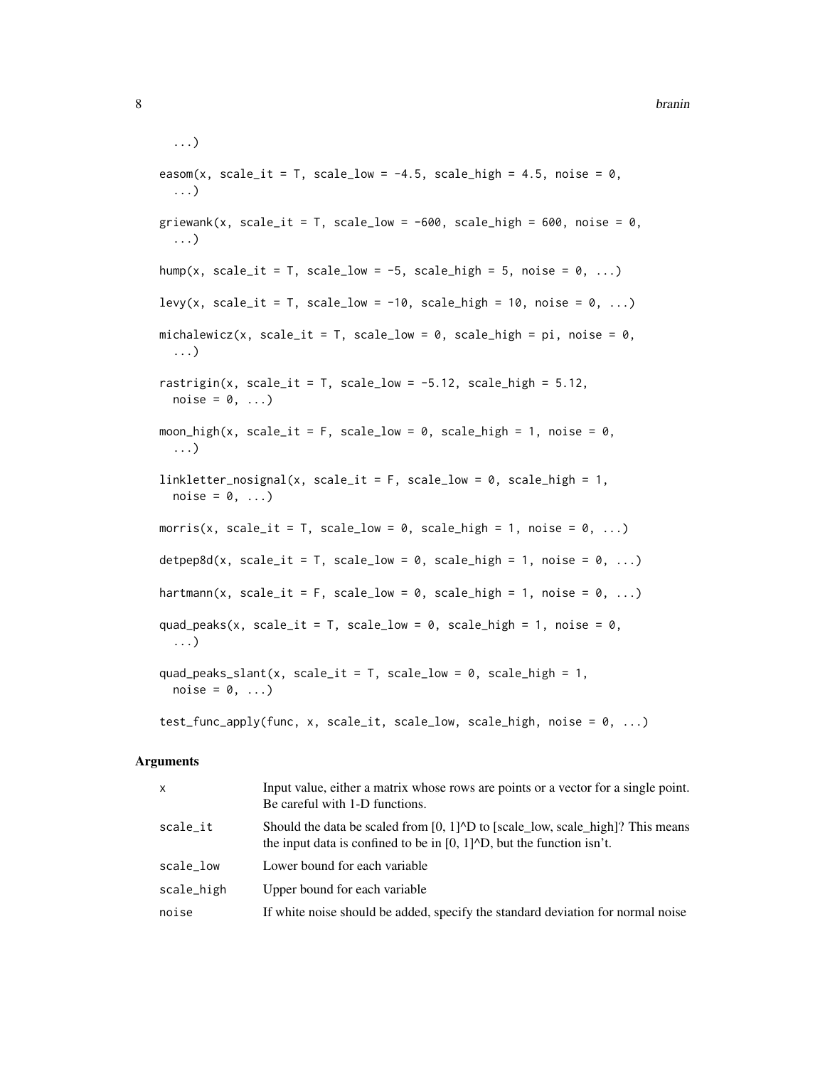```
  ...)

easom(x, scale_it = T, scale_low = -4.5, scale_high = 4.5, noise = 0,
  ...)

griewank(x, scale_it = T, scale_low = -600, scale_high = 600, noise = 0,
  ...)

hump(x, scale_it = T, scale_low = -5, scale_high = 5, noise = 0, ...)

levy(x, scale_it = T, scale_low = -10, scale_high = 10, noise = 0, ...)

michalewicz(x, scale_it = T, scale_low = 0, scale_high = pi, noise = 0,
  ...)

rastrigin(x, scale_it = T, scale_low = -5.12, scale_high = 5.12,
  noise = 0, ...)

moon_high(x, scale_it = F, scale_low = 0, scale_high = 1, noise = 0,
  ...)

linkletter_nosignal(x, scale_it = F, scale_low = 0, scale_high = 1,
  noise = 0, ...)

morris(x, scale_it = T, scale_low = 0, scale_high = 1, noise = 0, ...)

detpep8d(x, scale_it = T, scale_low = 0, scale_high = 1, noise = 0, ...)

hartmann(x, scale_it = F, scale_low = 0, scale_high = 1, noise = 0, ...)

quad_peaks(x, scale_it = T, scale_low = 0, scale_high = 1, noise = 0,
  ...)

quad_peaks_slant(x, scale_it = T, scale_low = 0, scale_high = 1,
  noise = 0, ...)

test_func_apply(func, x, scale_it, scale_low, scale_high, noise = 0, ...)
```

## Arguments

| | |
|---|---|
| x | Input value, either a matrix whose rows are points or a vector for a single point. Be careful with 1-D functions. |
| scale_it | Should the data be scaled from [0, 1]^D to [scale_low, scale_high]? This means the input data is confined to be in [0, 1]^D, but the function isn't. |
| scale_low | Lower bound for each variable |
| scale_high | Upper bound for each variable |
| noise | If white noise should be added, specify the standard deviation for normal noise |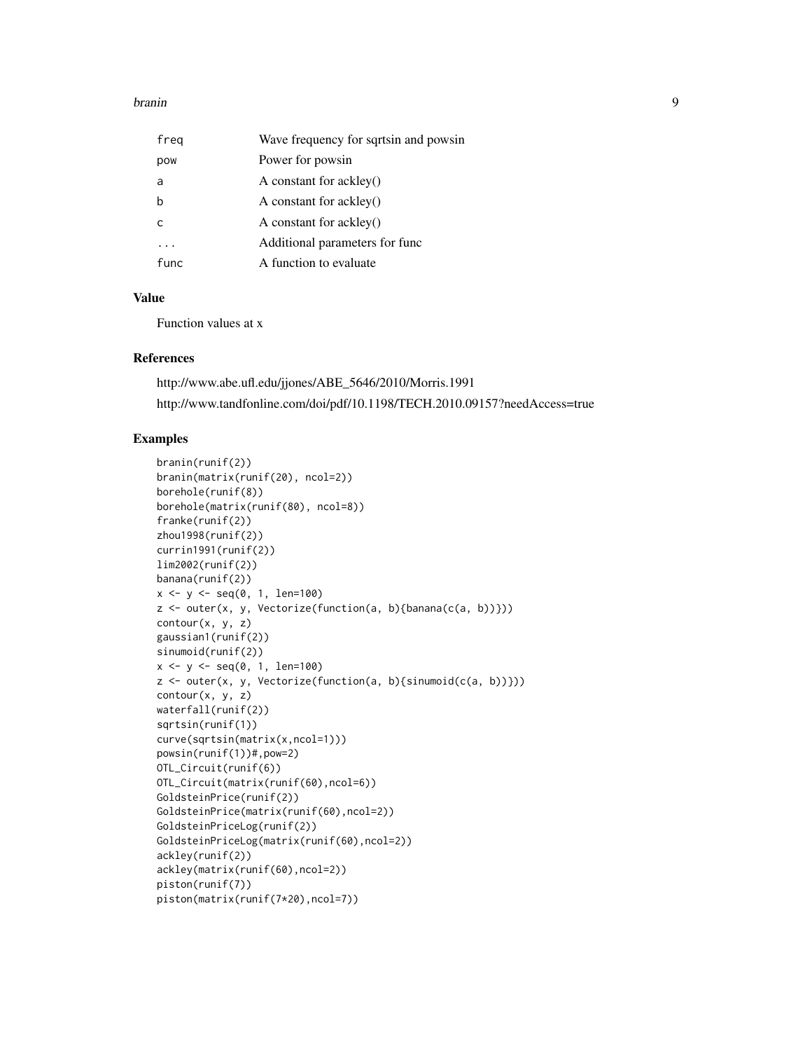| | |
|---|---|
| freq | Wave frequency for sqrtsin and powsin |
| pow | Power for powsin |
| a | A constant for ackley() |
| b | A constant for ackley() |
| c | A constant for ackley() |
| ... | Additional parameters for func |
| func | A function to evaluate |

## Value

Function values at x

## References

http://www.abe.ufl.edu/jjones/ABE_5646/2010/Morris.1991

http://www.tandfonline.com/doi/pdf/10.1198/TECH.2010.09157?needAccess=true

## Examples

```
branin(runif(2))
branin(matrix(runif(20), ncol=2))
borehole(runif(8))
borehole(matrix(runif(80), ncol=8))
franke(runif(2))
zhou1998(runif(2))
currin1991(runif(2))
lim2002(runif(2))
banana(runif(2))
x <- y <- seq(0, 1, len=100)
z <- outer(x, y, Vectorize(function(a, b){banana(c(a, b))}))
contour(x, y, z)
gaussian1(runif(2))
sinumoid(runif(2))
x <- y <- seq(0, 1, len=100)
z <- outer(x, y, Vectorize(function(a, b){sinumoid(c(a, b))}))
contour(x, y, z)
waterfall(runif(2))
sqrtsin(runif(1))
curve(sqrtsin(matrix(x,ncol=1)))
powsin(runif(1))#,pow=2)
OTL_Circuit(runif(6))
OTL_Circuit(matrix(runif(60),ncol=6))
GoldsteinPrice(runif(2))
GoldsteinPrice(matrix(runif(60),ncol=2))
GoldsteinPriceLog(runif(2))
GoldsteinPriceLog(matrix(runif(60),ncol=2))
ackley(runif(2))
ackley(matrix(runif(60),ncol=2))
piston(runif(7))
piston(matrix(runif(7*20),ncol=7))
```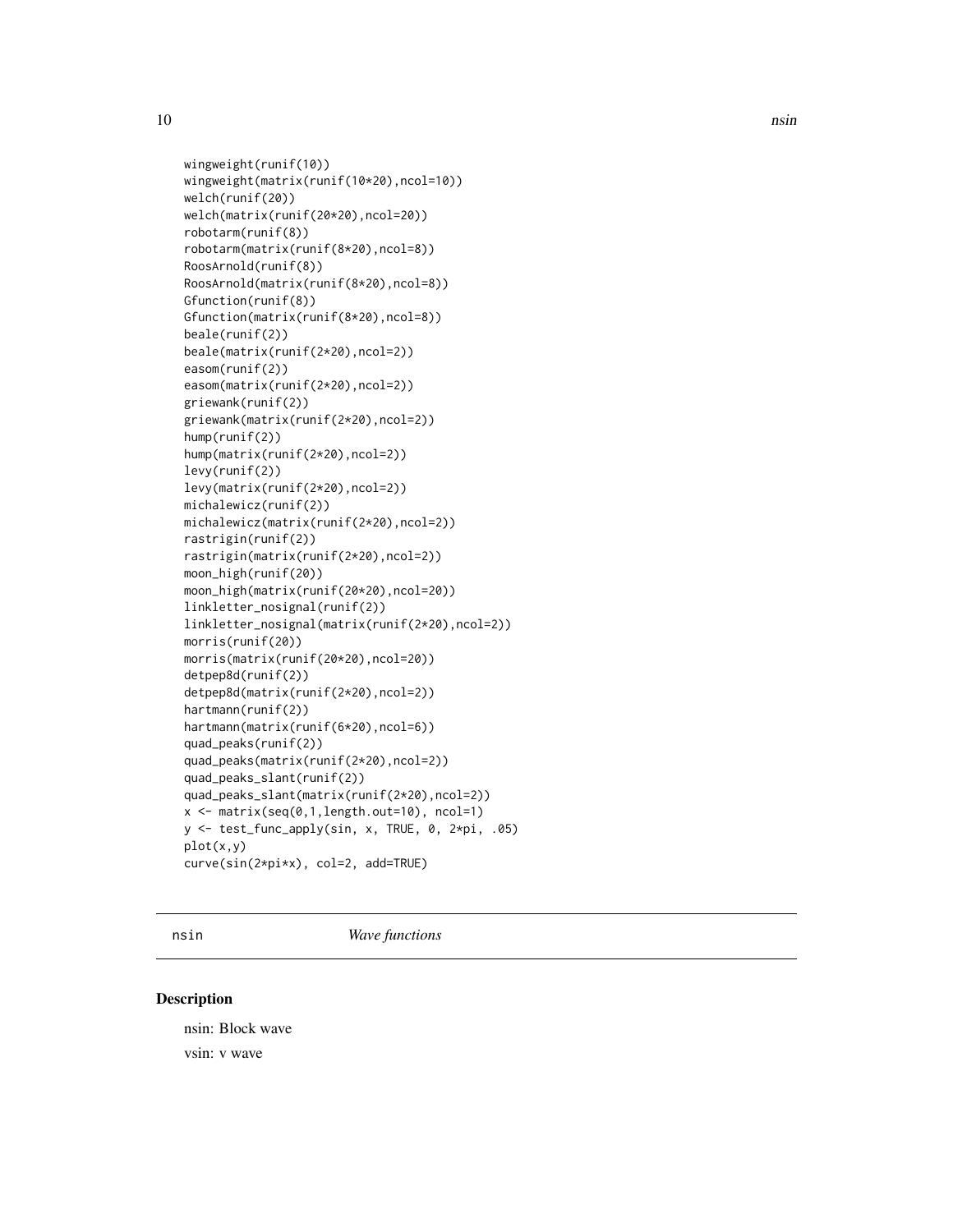```
wingweight(runif(10))
wingweight(matrix(runif(10*20),ncol=10))
welch(runif(20))
welch(matrix(runif(20*20),ncol=20))
robotarm(runif(8))
robotarm(matrix(runif(8*20),ncol=8))
RoosArnold(runif(8))
RoosArnold(matrix(runif(8*20),ncol=8))
Gfunction(runif(8))
Gfunction(matrix(runif(8*20),ncol=8))
beale(runif(2))
beale(matrix(runif(2*20),ncol=2))
easom(runif(2))
easom(matrix(runif(2*20),ncol=2))
griewank(runif(2))
griewank(matrix(runif(2*20),ncol=2))
hump(runif(2))
hump(matrix(runif(2*20),ncol=2))
levy(runif(2))
levy(matrix(runif(2*20),ncol=2))
michalewicz(runif(2))
michalewicz(matrix(runif(2*20),ncol=2))
rastrigin(runif(2))
rastrigin(matrix(runif(2*20),ncol=2))
moon_high(runif(20))
moon_high(matrix(runif(20*20),ncol=20))
linkletter_nosignal(runif(2))
linkletter_nosignal(matrix(runif(2*20),ncol=2))
morris(runif(20))
morris(matrix(runif(20*20),ncol=20))
detpep8d(runif(2))
detpep8d(matrix(runif(2*20),ncol=2))
hartmann(runif(2))
hartmann(matrix(runif(6*20),ncol=6))
quad_peaks(runif(2))
quad_peaks(matrix(runif(2*20),ncol=2))
quad_peaks_slant(runif(2))
quad_peaks_slant(matrix(runif(2*20),ncol=2))
x <- matrix(seq(0,1,length.out=10), ncol=1)
y <- test_func_apply(sin, x, TRUE, 0, 2*pi, .05)
plot(x,y)
curve(sin(2*pi*x), col=2, add=TRUE)
```

## nsin — *Wave functions*

### Description

nsin: Block wave

vsin: v wave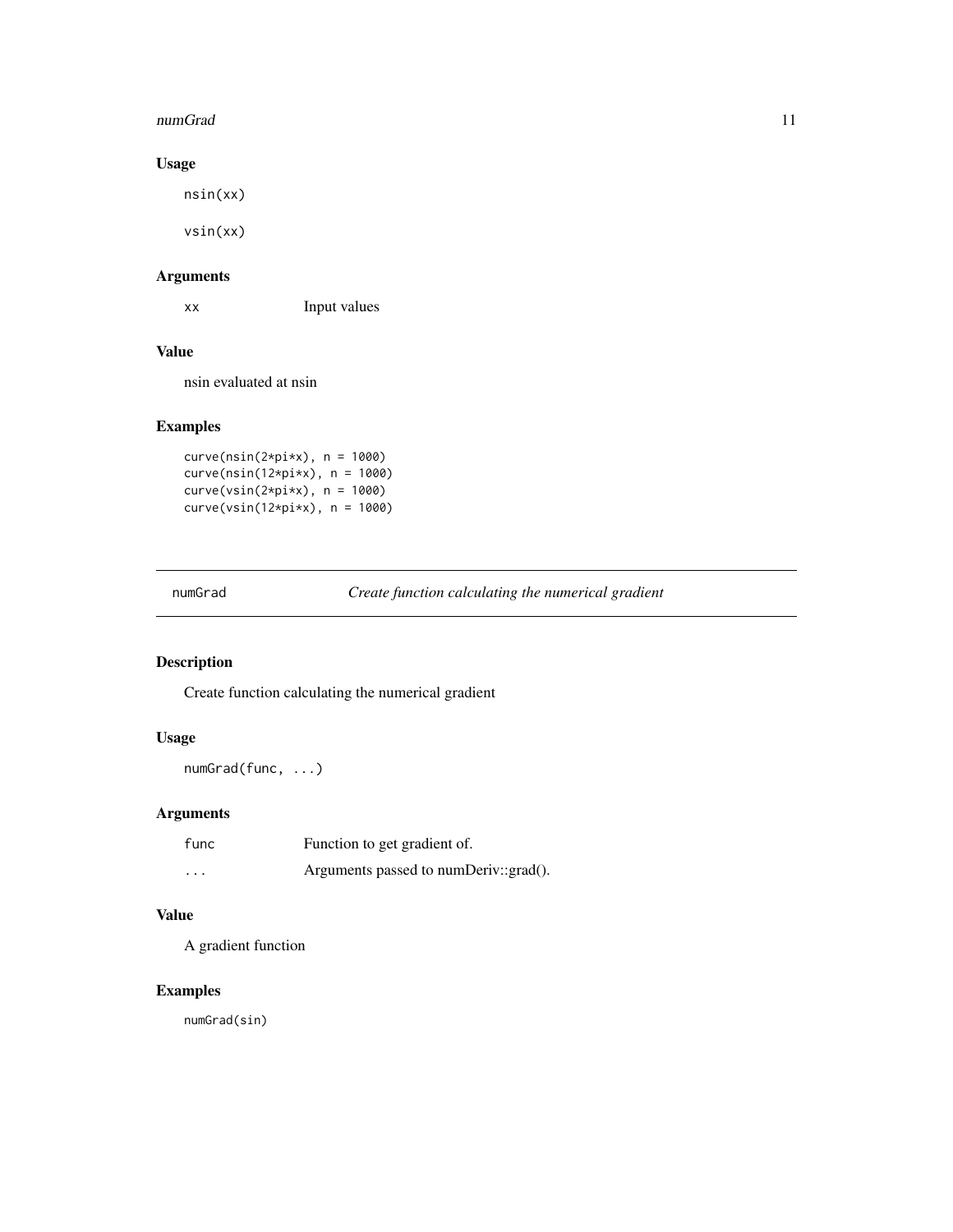## Usage

```
nsin(xx)

vsin(xx)
```

## Arguments

| | |
|---|---|
| xx | Input values |

## Value

nsin evaluated at nsin

## Examples

```
curve(nsin(2*pi*x), n = 1000)
curve(nsin(12*pi*x), n = 1000)
curve(vsin(2*pi*x), n = 1000)
curve(vsin(12*pi*x), n = 1000)
```

---

# numGrad *Create function calculating the numerical gradient*

## Description

Create function calculating the numerical gradient

## Usage

```
numGrad(func, ...)
```

## Arguments

| | |
|---|---|
| func | Function to get gradient of. |
| ... | Arguments passed to numDeriv::grad(). |

## Value

A gradient function

## Examples

```
numGrad(sin)
```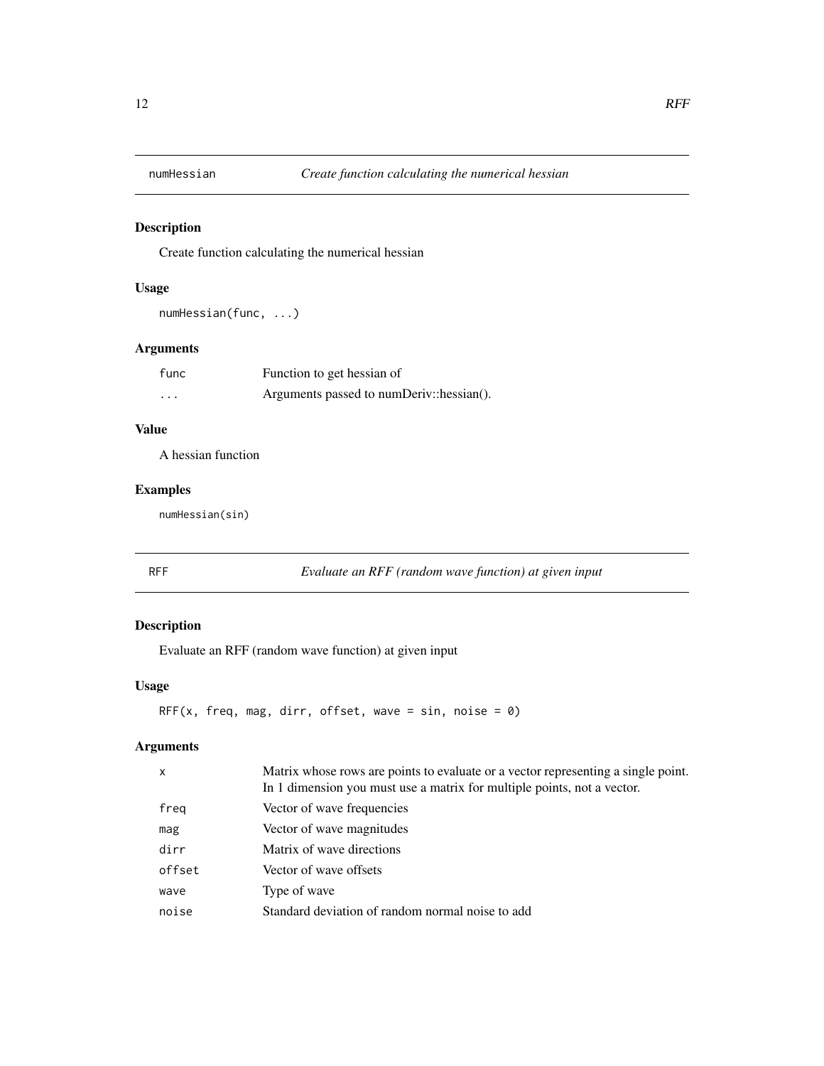## numHessian — *Create function calculating the numerical hessian*

### Description

Create function calculating the numerical hessian

### Usage

```
numHessian(func, ...)
```

### Arguments

| | |
|---|---|
| func | Function to get hessian of |
| ... | Arguments passed to numDeriv::hessian(). |

### Value

A hessian function

### Examples

```
numHessian(sin)
```

## RFF — *Evaluate an RFF (random wave function) at given input*

### Description

Evaluate an RFF (random wave function) at given input

### Usage

```
RFF(x, freq, mag, dirr, offset, wave = sin, noise = 0)
```

### Arguments

| | |
|---|---|
| x | Matrix whose rows are points to evaluate or a vector representing a single point. In 1 dimension you must use a matrix for multiple points, not a vector. |
| freq | Vector of wave frequencies |
| mag | Vector of wave magnitudes |
| dirr | Matrix of wave directions |
| offset | Vector of wave offsets |
| wave | Type of wave |
| noise | Standard deviation of random normal noise to add |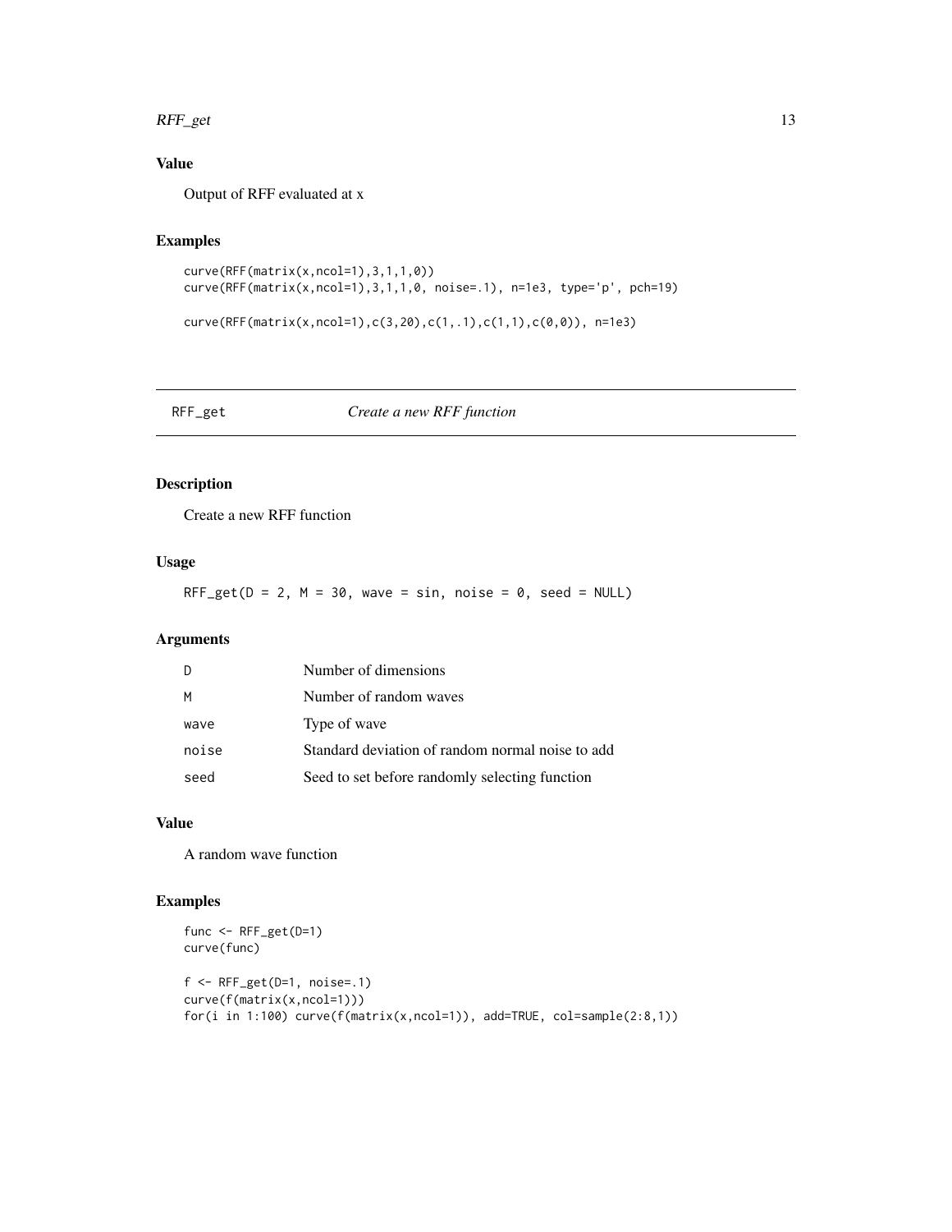### Value

Output of RFF evaluated at x

### Examples

```
curve(RFF(matrix(x,ncol=1),3,1,1,0))
curve(RFF(matrix(x,ncol=1),3,1,1,0, noise=.1), n=1e3, type='p', pch=19)

curve(RFF(matrix(x,ncol=1),c(3,20),c(1,.1),c(1,1),c(0,0)), n=1e3)
```

---

## RFF_get &nbsp;&nbsp;&nbsp;&nbsp; *Create a new RFF function*

---

### Description

Create a new RFF function

### Usage

```
RFF_get(D = 2, M = 30, wave = sin, noise = 0, seed = NULL)
```

### Arguments

| | |
|---|---|
| D | Number of dimensions |
| M | Number of random waves |
| wave | Type of wave |
| noise | Standard deviation of random normal noise to add |
| seed | Seed to set before randomly selecting function |

### Value

A random wave function

### Examples

```
func <- RFF_get(D=1)
curve(func)

f <- RFF_get(D=1, noise=.1)
curve(f(matrix(x,ncol=1)))
for(i in 1:100) curve(f(matrix(x,ncol=1)), add=TRUE, col=sample(2:8,1))
```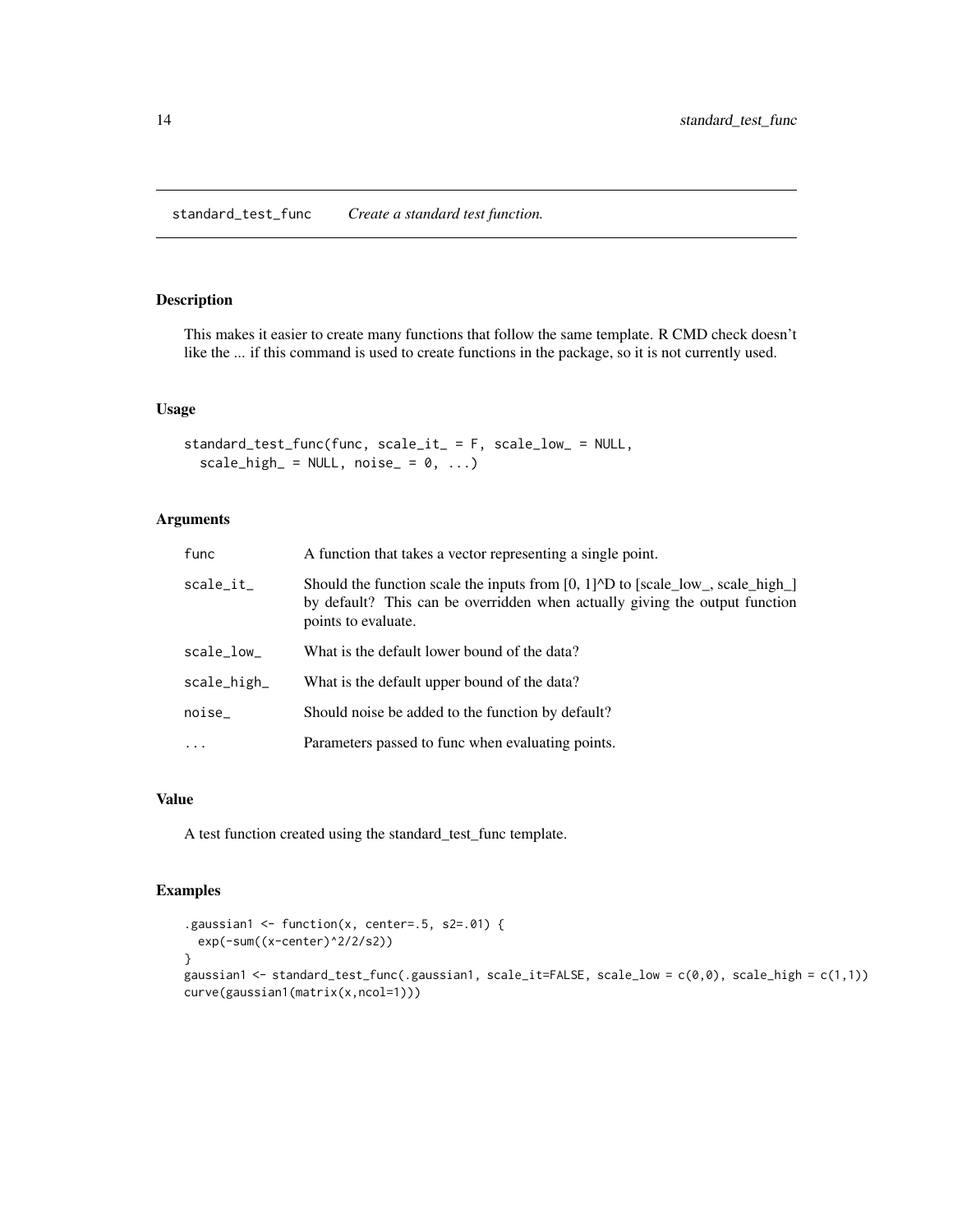## standard_test_func — *Create a standard test function.*

### Description

This makes it easier to create many functions that follow the same template. R CMD check doesn't like the ... if this command is used to create functions in the package, so it is not currently used.

### Usage

```
standard_test_func(func, scale_it_ = F, scale_low_ = NULL,
  scale_high_ = NULL, noise_ = 0, ...)
```

### Arguments

| | |
|---|---|
| func | A function that takes a vector representing a single point. |
| scale_it_ | Should the function scale the inputs from [0, 1]^D to [scale_low_, scale_high_] by default? This can be overridden when actually giving the output function points to evaluate. |
| scale_low_ | What is the default lower bound of the data? |
| scale_high_ | What is the default upper bound of the data? |
| noise_ | Should noise be added to the function by default? |
| ... | Parameters passed to func when evaluating points. |

### Value

A test function created using the standard_test_func template.

### Examples

```
.gaussian1 <- function(x, center=.5, s2=.01) {
  exp(-sum((x-center)^2/2/s2))
}
gaussian1 <- standard_test_func(.gaussian1, scale_it=FALSE, scale_low = c(0,0), scale_high = c(1,1))
curve(gaussian1(matrix(x,ncol=1)))
```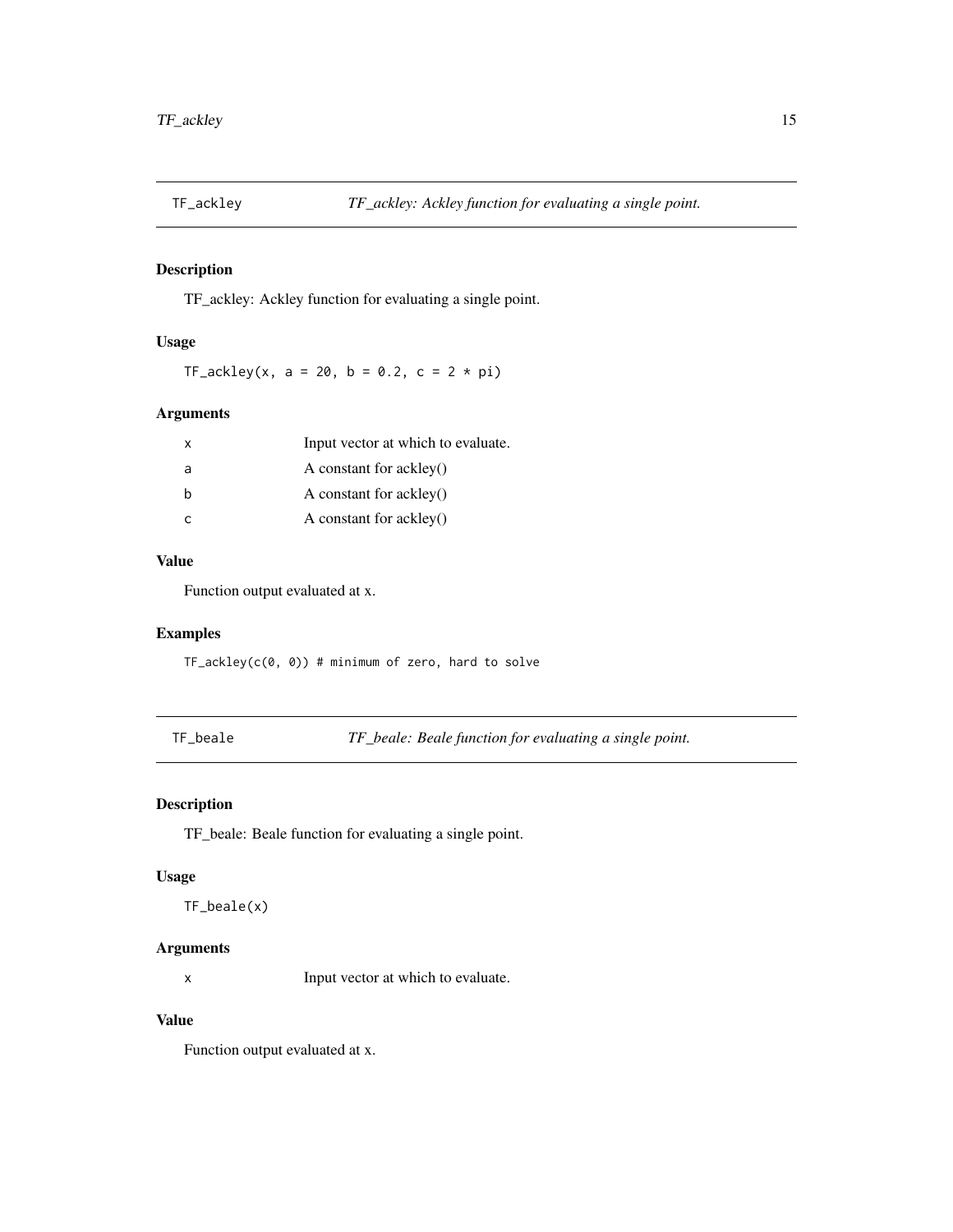## TF_ackley — *TF_ackley: Ackley function for evaluating a single point.*

### Description

TF_ackley: Ackley function for evaluating a single point.

### Usage

```
TF_ackley(x, a = 20, b = 0.2, c = 2 * pi)
```

### Arguments

| | |
|---|---|
| x | Input vector at which to evaluate. |
| a | A constant for ackley() |
| b | A constant for ackley() |
| c | A constant for ackley() |

### Value

Function output evaluated at x.

### Examples

```
TF_ackley(c(0, 0)) # minimum of zero, hard to solve
```

## TF_beale — *TF_beale: Beale function for evaluating a single point.*

### Description

TF_beale: Beale function for evaluating a single point.

### Usage

```
TF_beale(x)
```

### Arguments

| | |
|---|---|
| x | Input vector at which to evaluate. |

### Value

Function output evaluated at x.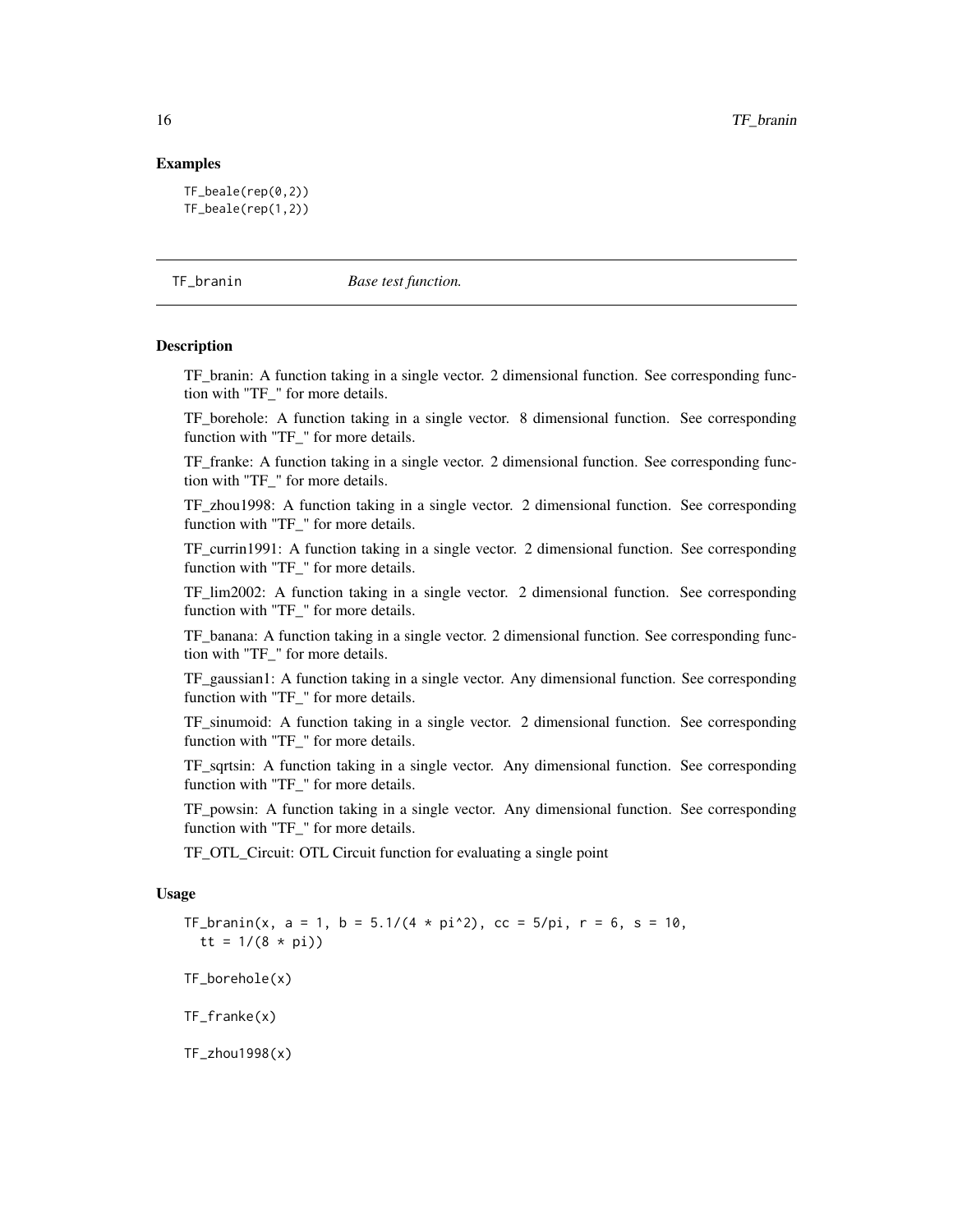## Examples

```
TF_beale(rep(0,2))
TF_beale(rep(1,2))
```

---

TF_branin *Base test function.*

---

## Description

TF_branin: A function taking in a single vector. 2 dimensional function. See corresponding function with "TF_" for more details.

TF_borehole: A function taking in a single vector. 8 dimensional function. See corresponding function with "TF_" for more details.

TF_franke: A function taking in a single vector. 2 dimensional function. See corresponding function with "TF_" for more details.

TF_zhou1998: A function taking in a single vector. 2 dimensional function. See corresponding function with "TF_" for more details.

TF_currin1991: A function taking in a single vector. 2 dimensional function. See corresponding function with "TF_" for more details.

TF_lim2002: A function taking in a single vector. 2 dimensional function. See corresponding function with "TF_" for more details.

TF_banana: A function taking in a single vector. 2 dimensional function. See corresponding function with "TF_" for more details.

TF_gaussian1: A function taking in a single vector. Any dimensional function. See corresponding function with "TF_" for more details.

TF_sinumoid: A function taking in a single vector. 2 dimensional function. See corresponding function with "TF_" for more details.

TF_sqrtsin: A function taking in a single vector. Any dimensional function. See corresponding function with "TF_" for more details.

TF_powsin: A function taking in a single vector. Any dimensional function. See corresponding function with "TF_" for more details.

TF_OTL_Circuit: OTL Circuit function for evaluating a single point

## Usage

```
TF_branin(x, a = 1, b = 5.1/(4 * pi^2), cc = 5/pi, r = 6, s = 10,
  tt = 1/(8 * pi))

TF_borehole(x)

TF_franke(x)

TF_zhou1998(x)
```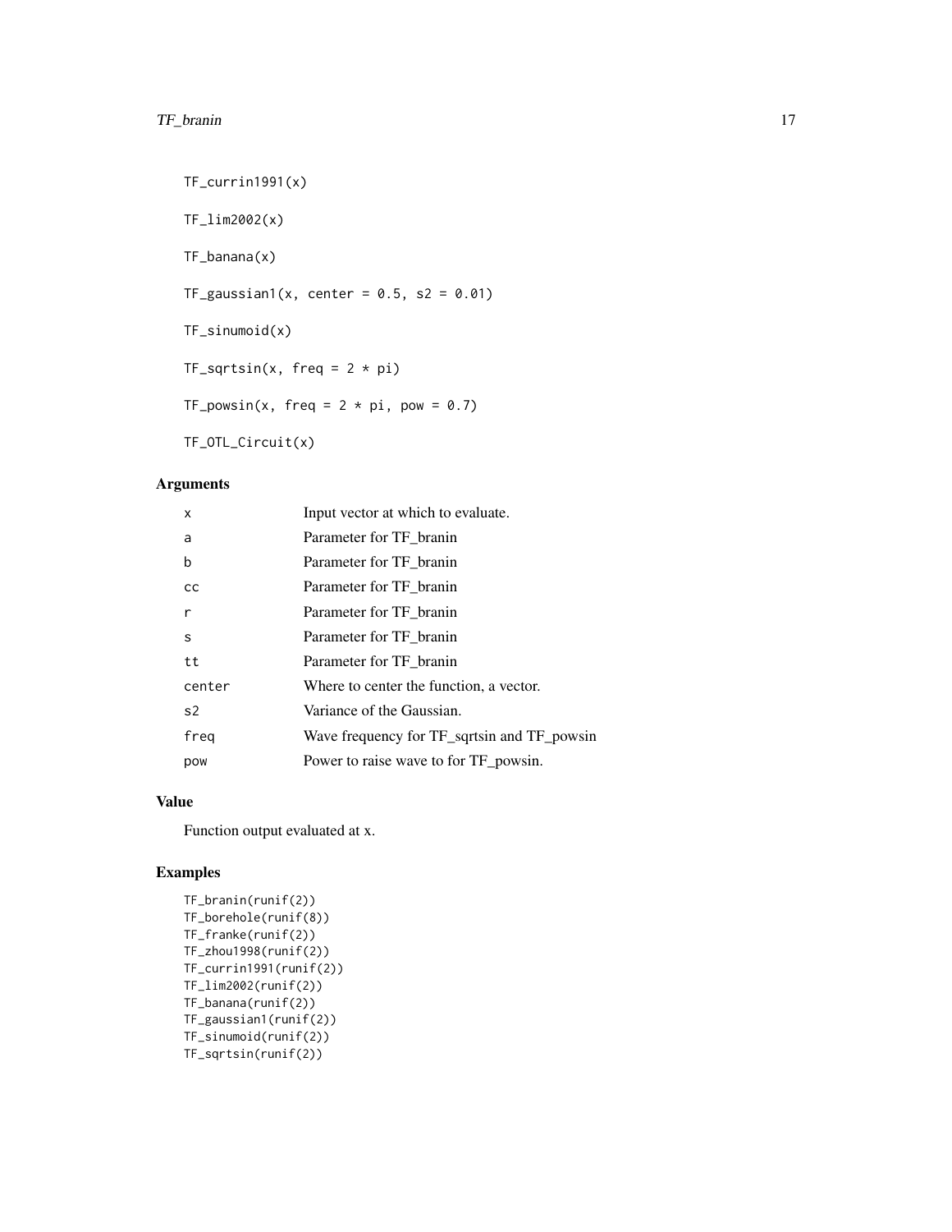```
TF_currin1991(x)

TF_lim2002(x)

TF_banana(x)

TF_gaussian1(x, center = 0.5, s2 = 0.01)

TF_sinumoid(x)

TF_sqrtsin(x, freq = 2 * pi)

TF_powsin(x, freq = 2 * pi, pow = 0.7)

TF_OTL_Circuit(x)
```

## Arguments

| | |
|---|---|
| x | Input vector at which to evaluate. |
| a | Parameter for TF_branin |
| b | Parameter for TF_branin |
| cc | Parameter for TF_branin |
| r | Parameter for TF_branin |
| s | Parameter for TF_branin |
| tt | Parameter for TF_branin |
| center | Where to center the function, a vector. |
| s2 | Variance of the Gaussian. |
| freq | Wave frequency for TF_sqrtsin and TF_powsin |
| pow | Power to raise wave to for TF_powsin. |

## Value

Function output evaluated at x.

## Examples

```
TF_branin(runif(2))
TF_borehole(runif(8))
TF_franke(runif(2))
TF_zhou1998(runif(2))
TF_currin1991(runif(2))
TF_lim2002(runif(2))
TF_banana(runif(2))
TF_gaussian1(runif(2))
TF_sinumoid(runif(2))
TF_sqrtsin(runif(2))
```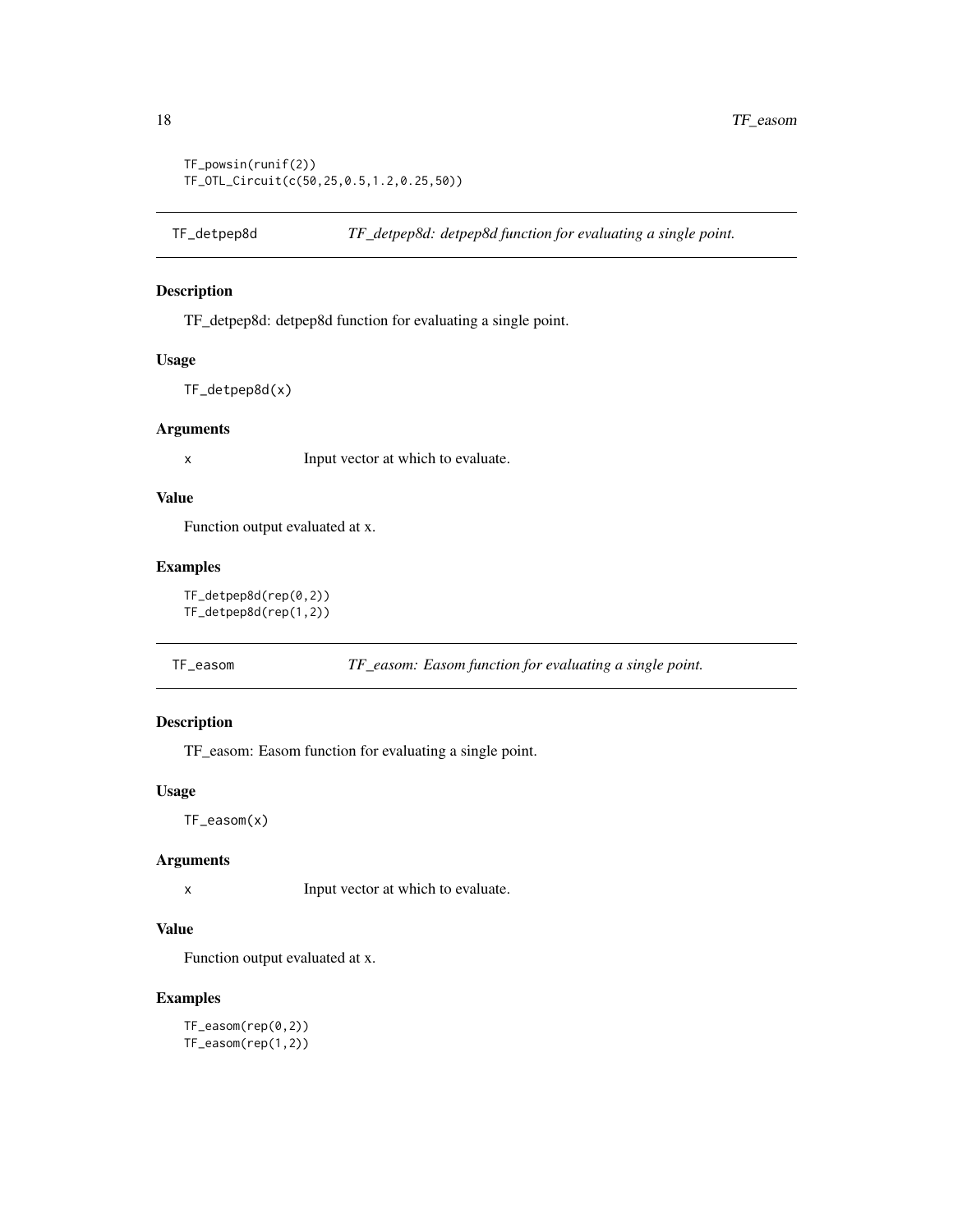```
TF_powsin(runif(2))
TF_OTL_Circuit(c(50,25,0.5,1.2,0.25,50))
```

## TF_detpep8d — *TF_detpep8d: detpep8d function for evaluating a single point.*

### Description

TF_detpep8d: detpep8d function for evaluating a single point.

### Usage

```
TF_detpep8d(x)
```

### Arguments

| | |
|---|---|
| x | Input vector at which to evaluate. |

### Value

Function output evaluated at x.

### Examples

```
TF_detpep8d(rep(0,2))
TF_detpep8d(rep(1,2))
```

## TF_easom — *TF_easom: Easom function for evaluating a single point.*

### Description

TF_easom: Easom function for evaluating a single point.

### Usage

```
TF_easom(x)
```

### Arguments

| | |
|---|---|
| x | Input vector at which to evaluate. |

### Value

Function output evaluated at x.

### Examples

```
TF_easom(rep(0,2))
TF_easom(rep(1,2))
```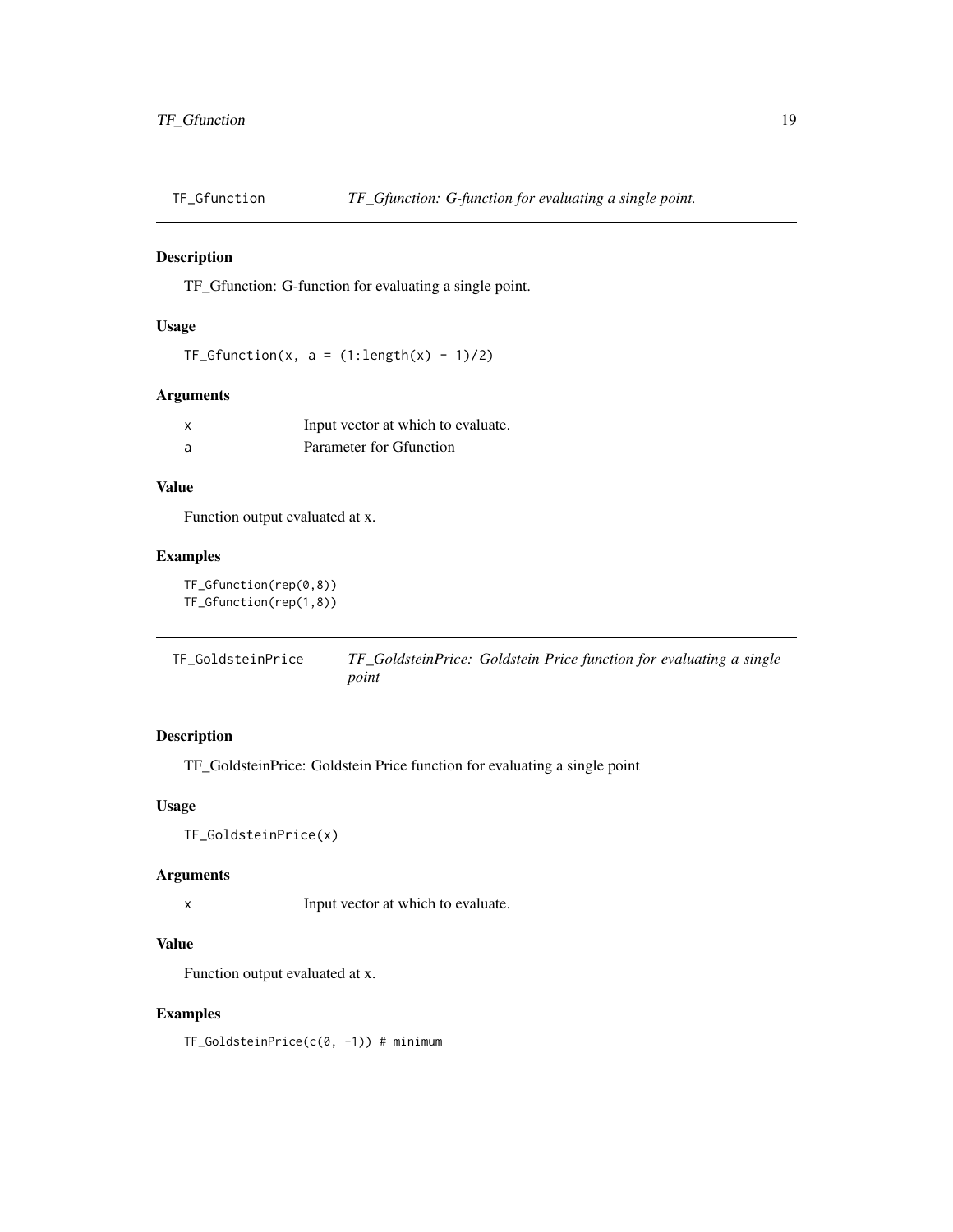## TF_Gfunction — *TF_Gfunction: G-function for evaluating a single point.*

### Description

TF_Gfunction: G-function for evaluating a single point.

### Usage

```
TF_Gfunction(x, a = (1:length(x) - 1)/2)
```

### Arguments

| | |
|---|---|
| x | Input vector at which to evaluate. |
| a | Parameter for Gfunction |

### Value

Function output evaluated at x.

### Examples

```
TF_Gfunction(rep(0,8))
TF_Gfunction(rep(1,8))
```

## TF_GoldsteinPrice — *TF_GoldsteinPrice: Goldstein Price function for evaluating a single point*

### Description

TF_GoldsteinPrice: Goldstein Price function for evaluating a single point

### Usage

```
TF_GoldsteinPrice(x)
```

### Arguments

| | |
|---|---|
| x | Input vector at which to evaluate. |

### Value

Function output evaluated at x.

### Examples

```
TF_GoldsteinPrice(c(0, -1)) # minimum
```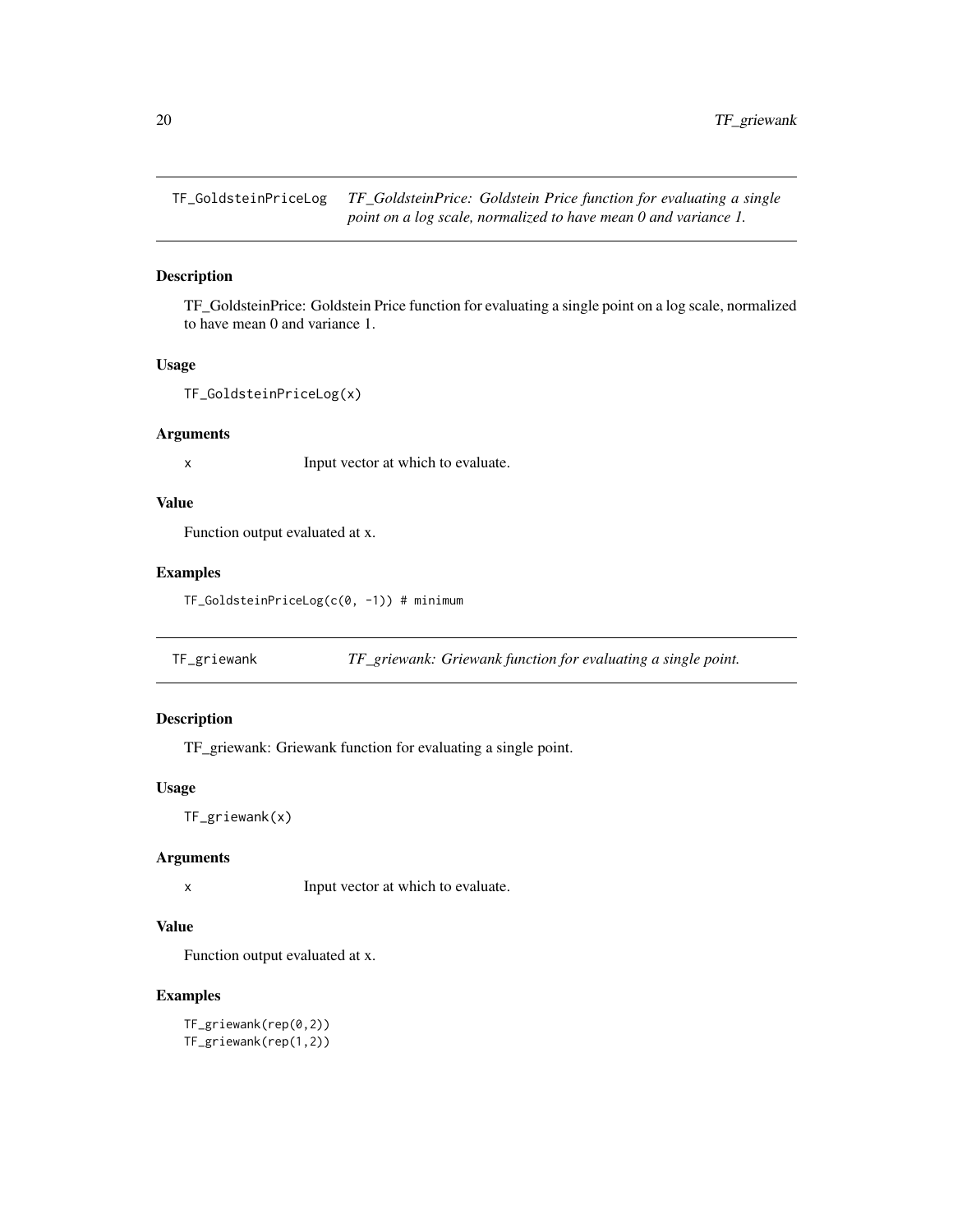## TF_GoldsteinPriceLog

*TF_GoldsteinPrice: Goldstein Price function for evaluating a single point on a log scale, normalized to have mean 0 and variance 1.*

### Description

TF_GoldsteinPrice: Goldstein Price function for evaluating a single point on a log scale, normalized to have mean 0 and variance 1.

### Usage

```
TF_GoldsteinPriceLog(x)
```

### Arguments

x    Input vector at which to evaluate.

### Value

Function output evaluated at x.

### Examples

```
TF_GoldsteinPriceLog(c(0, -1)) # minimum
```

## TF_griewank

*TF_griewank: Griewank function for evaluating a single point.*

### Description

TF_griewank: Griewank function for evaluating a single point.

### Usage

```
TF_griewank(x)
```

### Arguments

x    Input vector at which to evaluate.

### Value

Function output evaluated at x.

### Examples

```
TF_griewank(rep(0,2))
TF_griewank(rep(1,2))
```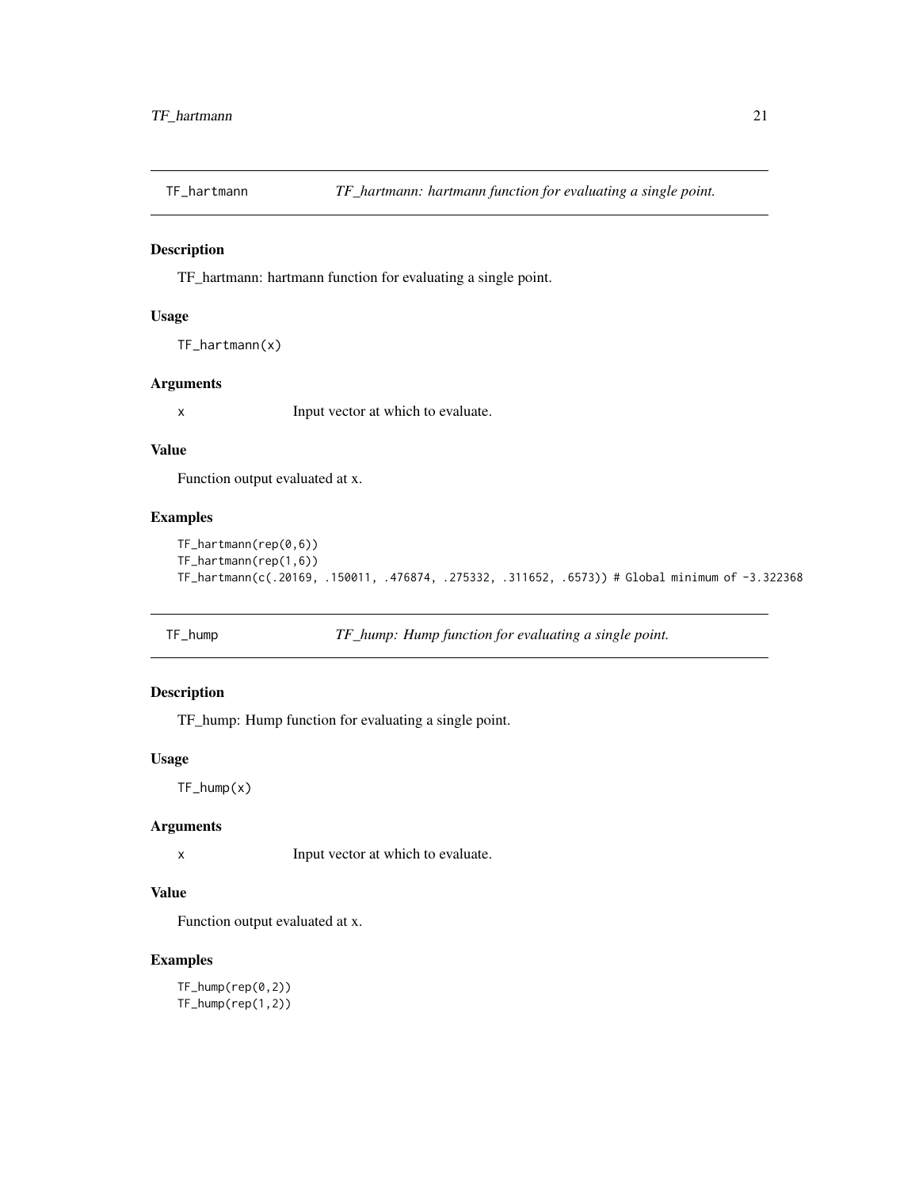## TF_hartmann — *TF_hartmann: hartmann function for evaluating a single point.*

### Description

TF_hartmann: hartmann function for evaluating a single point.

### Usage

```
TF_hartmann(x)
```

### Arguments

| | |
|---|---|
| x | Input vector at which to evaluate. |

### Value

Function output evaluated at x.

### Examples

```
TF_hartmann(rep(0,6))
TF_hartmann(rep(1,6))
TF_hartmann(c(.20169, .150011, .476874, .275332, .311652, .6573)) # Global minimum of -3.322368
```

## TF_hump — *TF_hump: Hump function for evaluating a single point.*

### Description

TF_hump: Hump function for evaluating a single point.

### Usage

```
TF_hump(x)
```

### Arguments

| | |
|---|---|
| x | Input vector at which to evaluate. |

### Value

Function output evaluated at x.

### Examples

```
TF_hump(rep(0,2))
TF_hump(rep(1,2))
```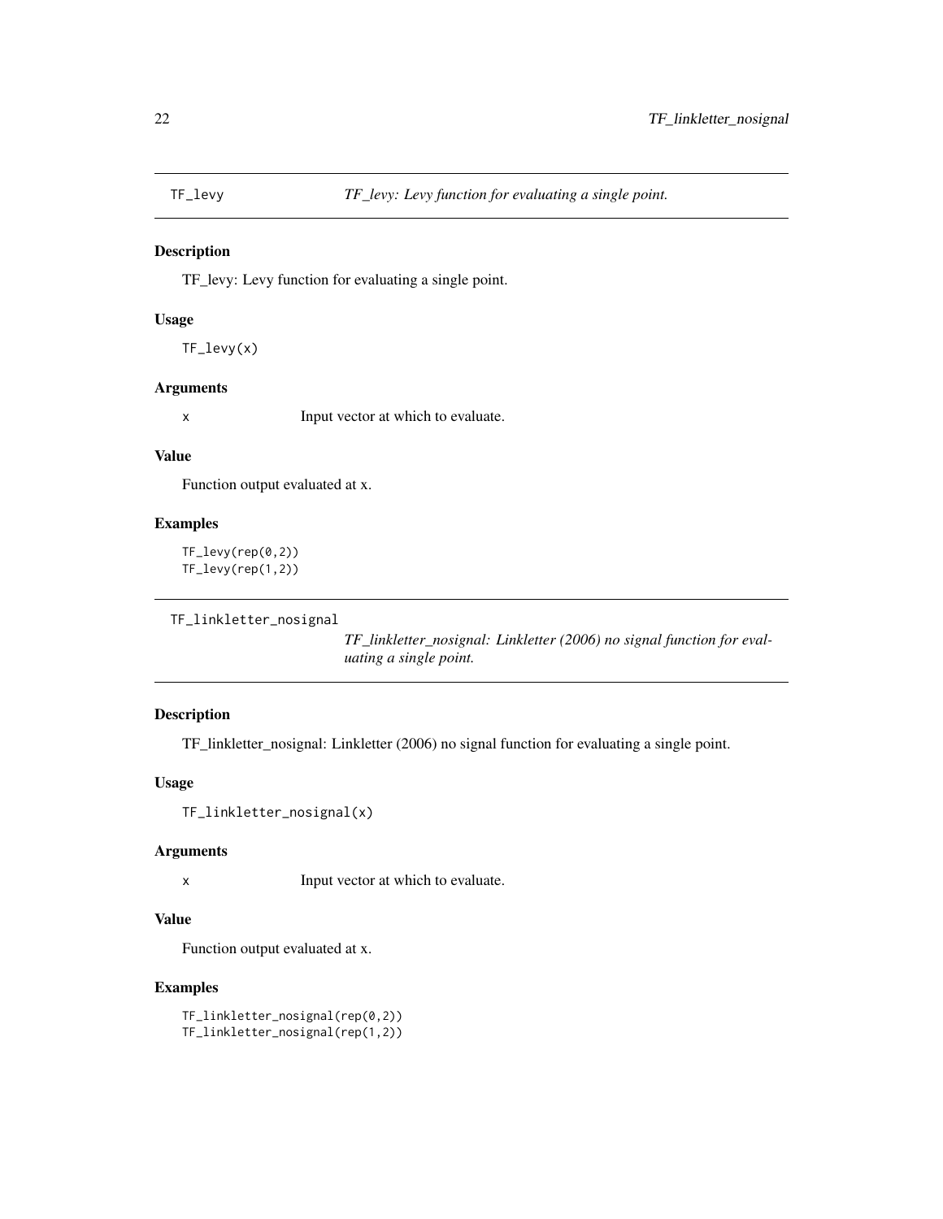## TF_levy — *TF_levy: Levy function for evaluating a single point.*

### Description

TF_levy: Levy function for evaluating a single point.

### Usage

```
TF_levy(x)
```

### Arguments

| | |
|---|---|
| x | Input vector at which to evaluate. |

### Value

Function output evaluated at x.

### Examples

```
TF_levy(rep(0,2))
TF_levy(rep(1,2))
```

## TF_linkletter_nosignal — *TF_linkletter_nosignal: Linkletter (2006) no signal function for evaluating a single point.*

### Description

TF_linkletter_nosignal: Linkletter (2006) no signal function for evaluating a single point.

### Usage

```
TF_linkletter_nosignal(x)
```

### Arguments

| | |
|---|---|
| x | Input vector at which to evaluate. |

### Value

Function output evaluated at x.

### Examples

```
TF_linkletter_nosignal(rep(0,2))
TF_linkletter_nosignal(rep(1,2))
```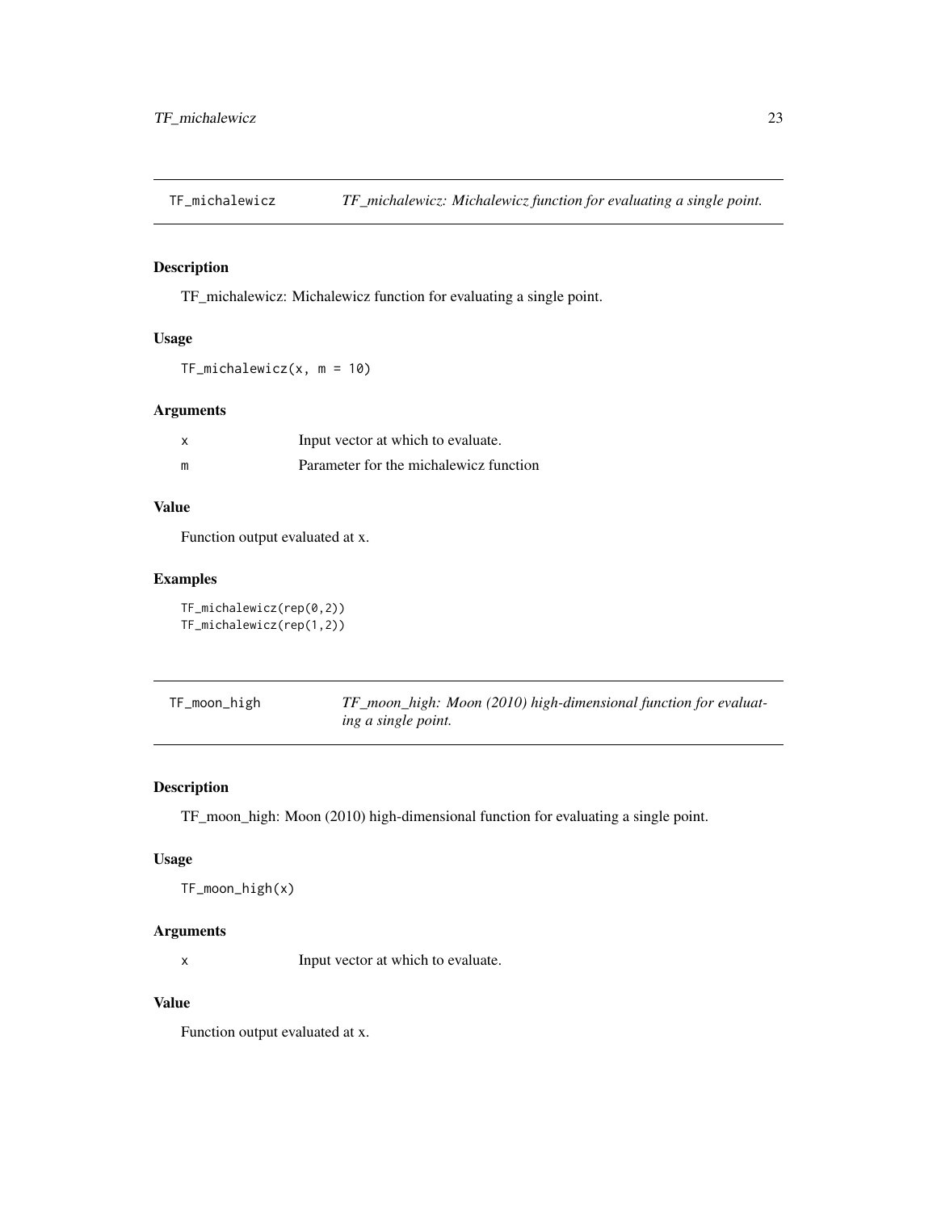## TF_michalewicz — *TF_michalewicz: Michalewicz function for evaluating a single point.*

### Description

TF_michalewicz: Michalewicz function for evaluating a single point.

### Usage

```
TF_michalewicz(x, m = 10)
```

### Arguments

| | |
|---|---|
| x | Input vector at which to evaluate. |
| m | Parameter for the michalewicz function |

### Value

Function output evaluated at x.

### Examples

```
TF_michalewicz(rep(0,2))
TF_michalewicz(rep(1,2))
```

## TF_moon_high — *TF_moon_high: Moon (2010) high-dimensional function for evaluating a single point.*

### Description

TF_moon_high: Moon (2010) high-dimensional function for evaluating a single point.

### Usage

```
TF_moon_high(x)
```

### Arguments

| | |
|---|---|
| x | Input vector at which to evaluate. |

### Value

Function output evaluated at x.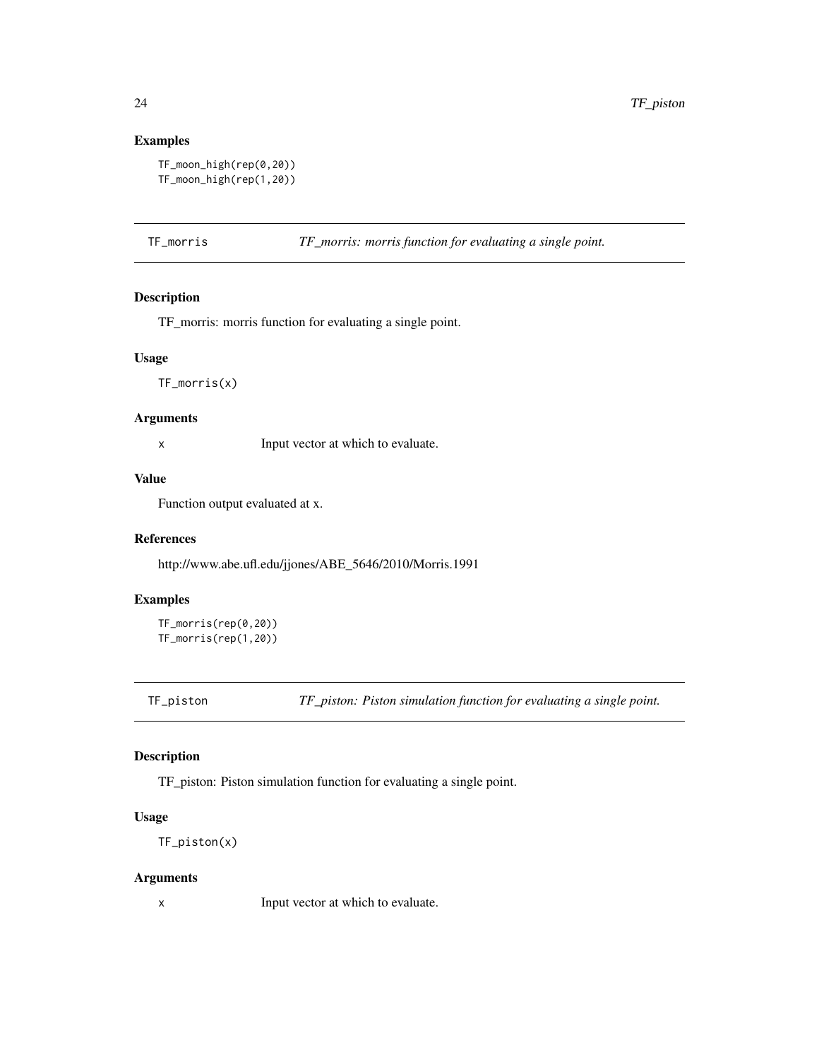## Examples

```
TF_moon_high(rep(0,20))
TF_moon_high(rep(1,20))
```

# TF_morris — *TF_morris: morris function for evaluating a single point.*

## Description

TF_morris: morris function for evaluating a single point.

## Usage

```
TF_morris(x)
```

## Arguments

| | |
|---|---|
| x | Input vector at which to evaluate. |

## Value

Function output evaluated at x.

## References

http://www.abe.ufl.edu/jjones/ABE_5646/2010/Morris.1991

## Examples

```
TF_morris(rep(0,20))
TF_morris(rep(1,20))
```

# TF_piston — *TF_piston: Piston simulation function for evaluating a single point.*

## Description

TF_piston: Piston simulation function for evaluating a single point.

## Usage

```
TF_piston(x)
```

## Arguments

| | |
|---|---|
| x | Input vector at which to evaluate. |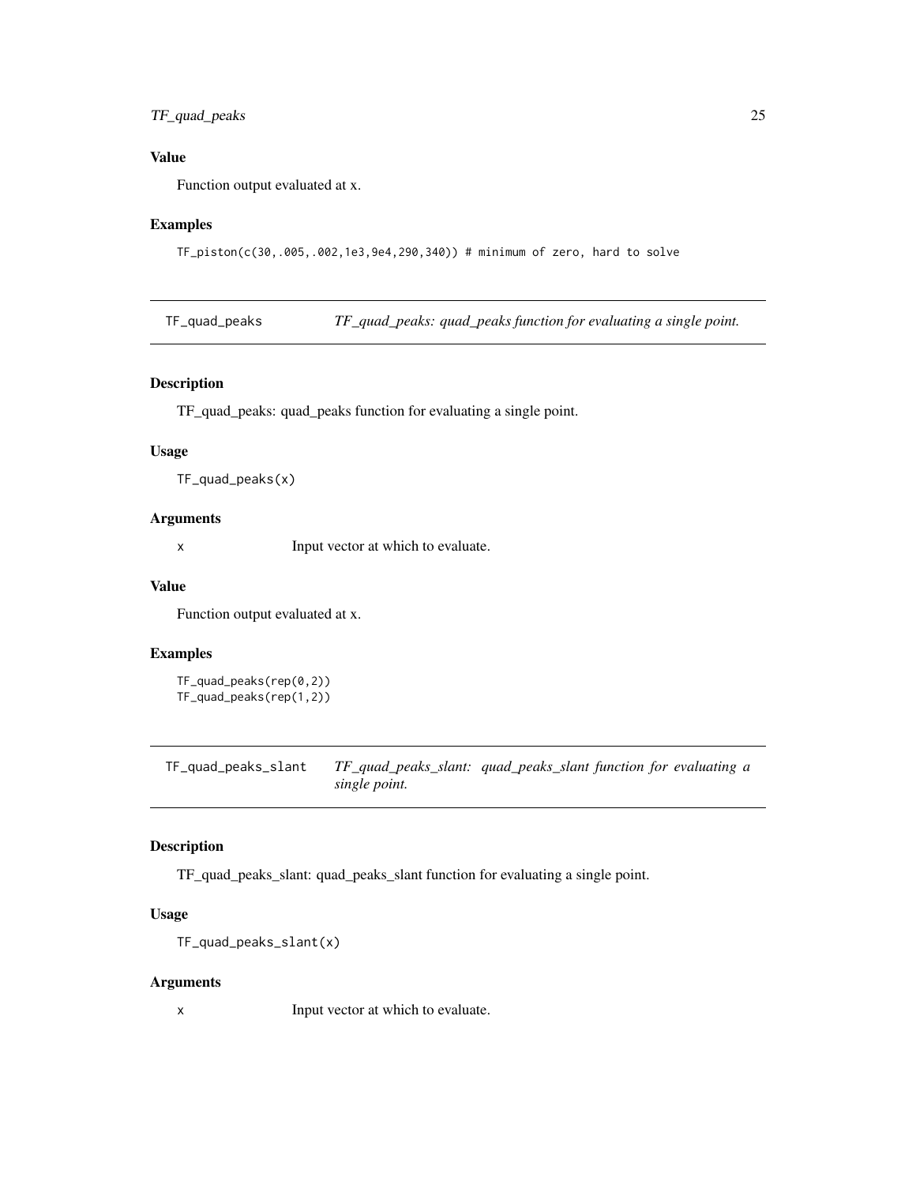## Value

Function output evaluated at x.

## Examples

```
TF_piston(c(30,.005,.002,1e3,9e4,290,340)) # minimum of zero, hard to solve
```

---

# TF_quad_peaks — *TF_quad_peaks: quad_peaks function for evaluating a single point.*

## Description

TF_quad_peaks: quad_peaks function for evaluating a single point.

## Usage

```
TF_quad_peaks(x)
```

## Arguments

x Input vector at which to evaluate.

## Value

Function output evaluated at x.

## Examples

```
TF_quad_peaks(rep(0,2))
TF_quad_peaks(rep(1,2))
```

---

# TF_quad_peaks_slant — *TF_quad_peaks_slant: quad_peaks_slant function for evaluating a single point.*

## Description

TF_quad_peaks_slant: quad_peaks_slant function for evaluating a single point.

## Usage

```
TF_quad_peaks_slant(x)
```

## Arguments

x Input vector at which to evaluate.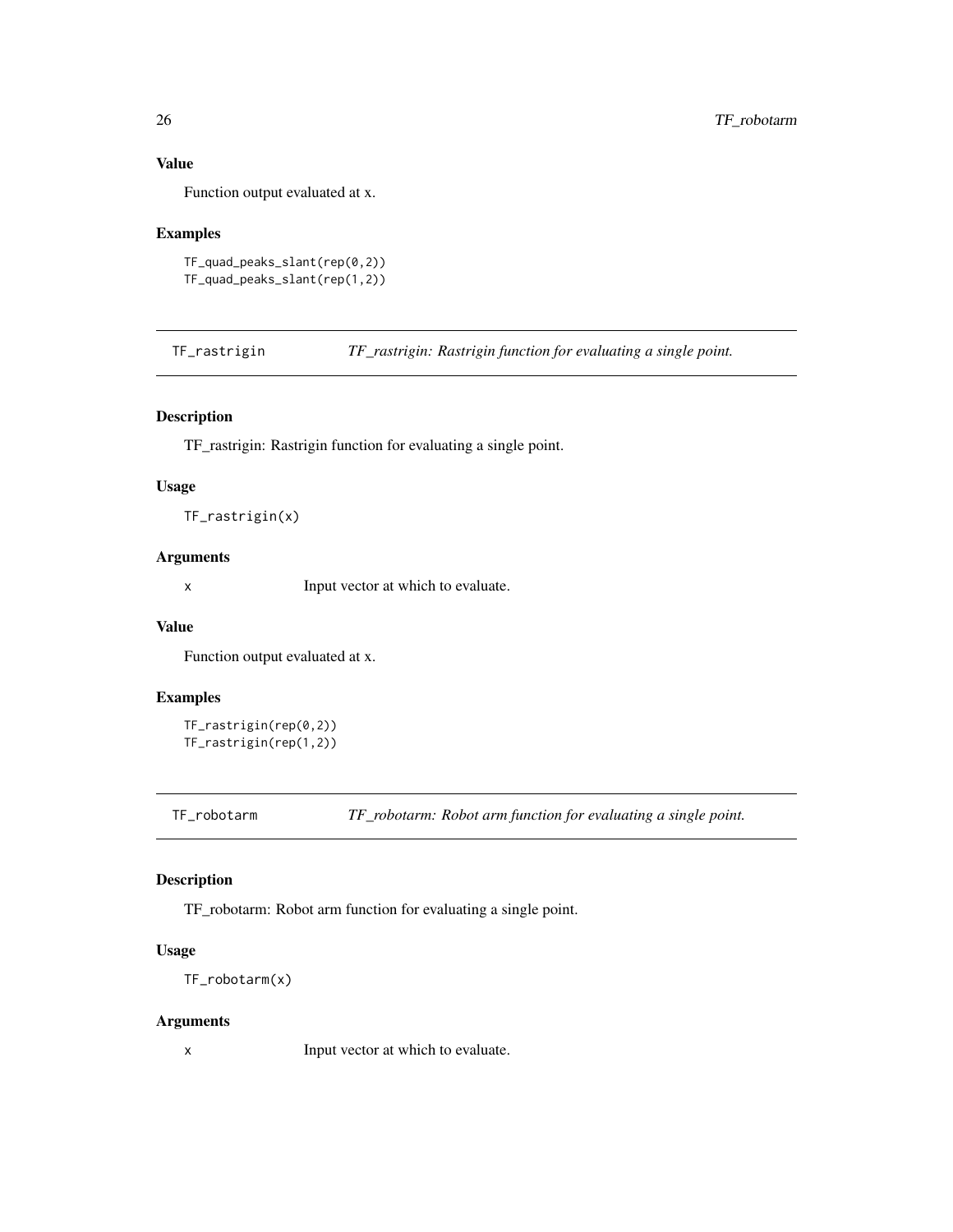## Value

Function output evaluated at x.

## Examples

```
TF_quad_peaks_slant(rep(0,2))
TF_quad_peaks_slant(rep(1,2))
```

---

# TF_rastrigin — *TF_rastrigin: Rastrigin function for evaluating a single point.*

## Description

TF_rastrigin: Rastrigin function for evaluating a single point.

## Usage

```
TF_rastrigin(x)
```

## Arguments

| | |
|---|---|
| x | Input vector at which to evaluate. |

## Value

Function output evaluated at x.

## Examples

```
TF_rastrigin(rep(0,2))
TF_rastrigin(rep(1,2))
```

---

# TF_robotarm — *TF_robotarm: Robot arm function for evaluating a single point.*

## Description

TF_robotarm: Robot arm function for evaluating a single point.

## Usage

```
TF_robotarm(x)
```

## Arguments

| | |
|---|---|
| x | Input vector at which to evaluate. |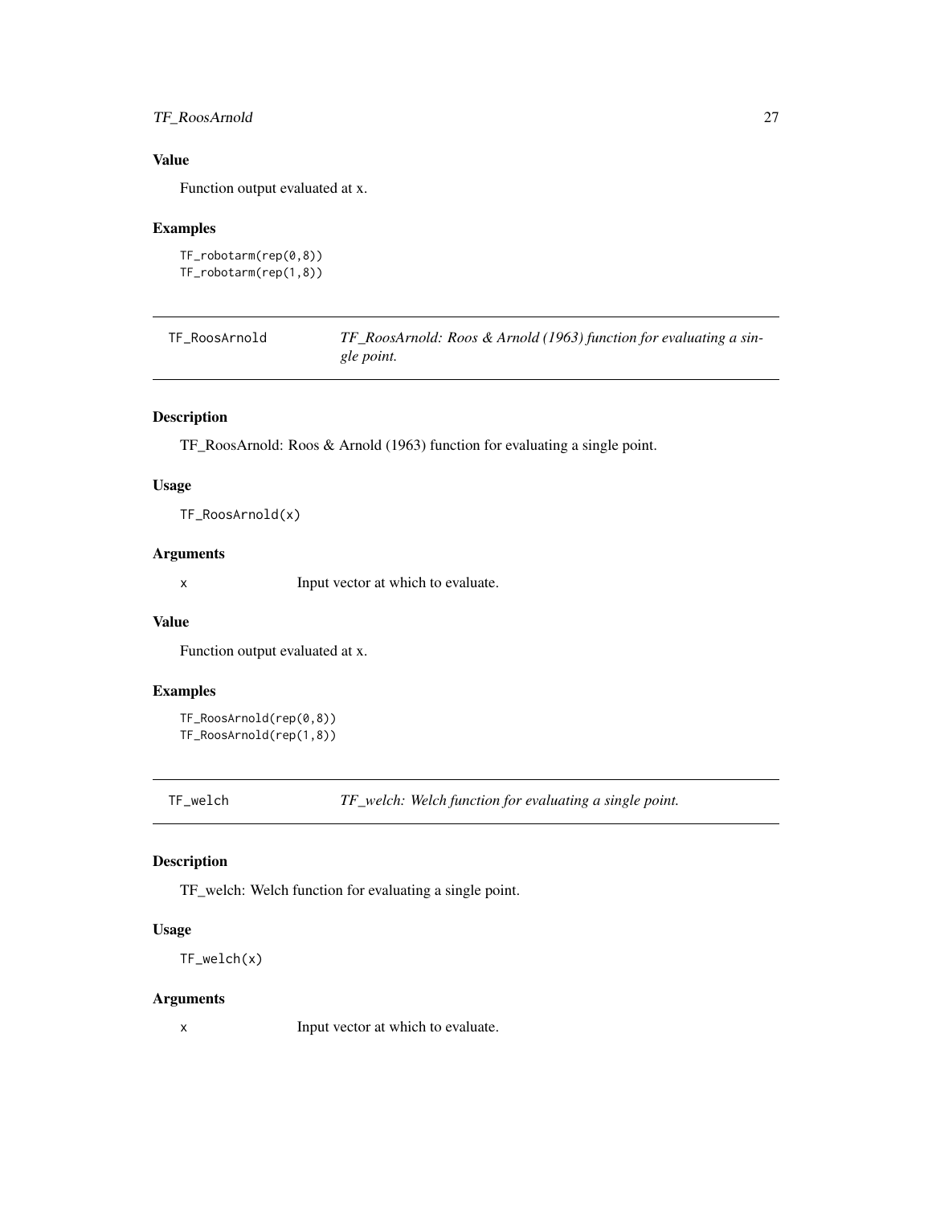### Value

Function output evaluated at x.

### Examples

```
TF_robotarm(rep(0,8))
TF_robotarm(rep(1,8))
```

---

## TF_RoosArnold — *TF_RoosArnold: Roos & Arnold (1963) function for evaluating a single point.*

### Description

TF_RoosArnold: Roos & Arnold (1963) function for evaluating a single point.

### Usage

```
TF_RoosArnold(x)
```

### Arguments

| | |
|---|---|
| x | Input vector at which to evaluate. |

### Value

Function output evaluated at x.

### Examples

```
TF_RoosArnold(rep(0,8))
TF_RoosArnold(rep(1,8))
```

---

## TF_welch — *TF_welch: Welch function for evaluating a single point.*

### Description

TF_welch: Welch function for evaluating a single point.

### Usage

```
TF_welch(x)
```

### Arguments

| | |
|---|---|
| x | Input vector at which to evaluate. |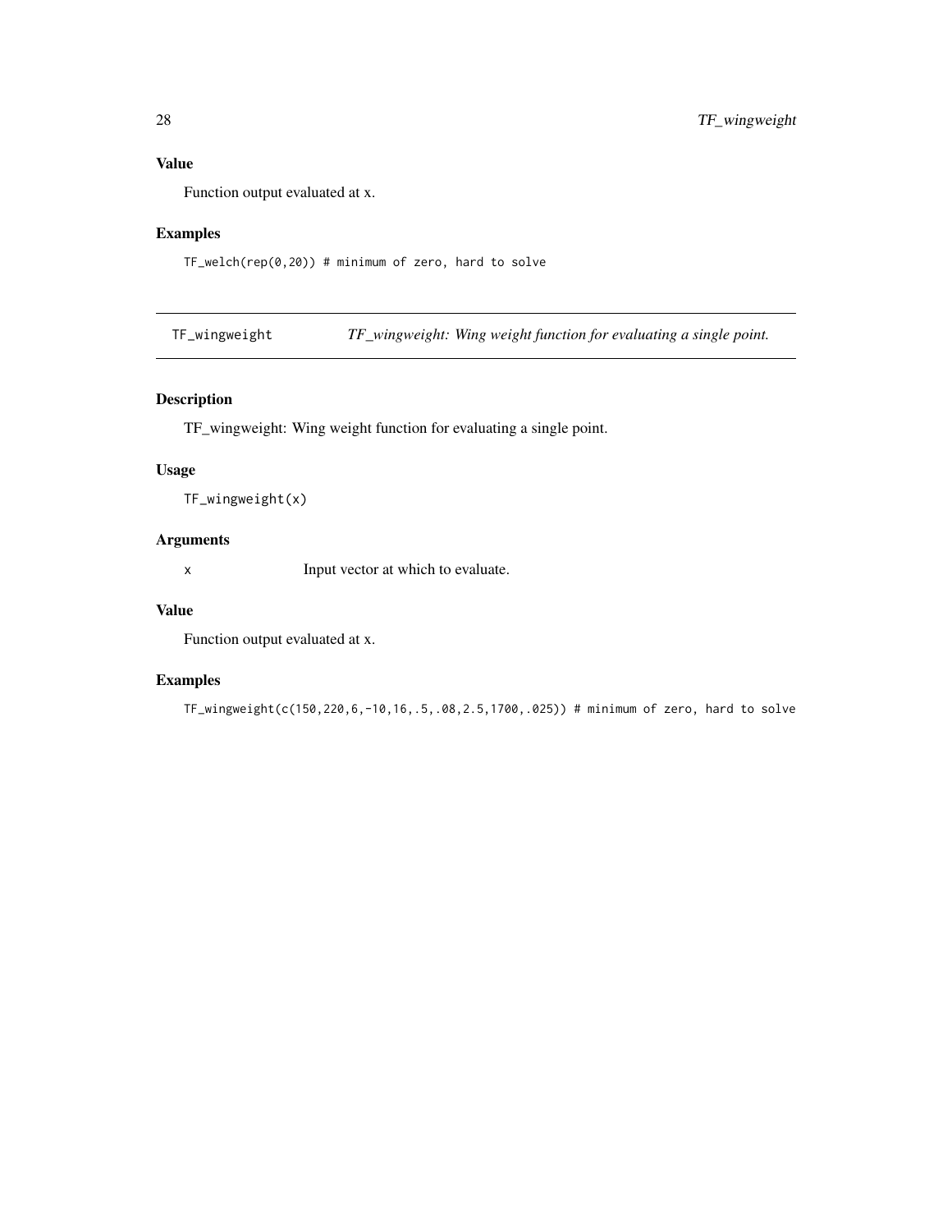### Value

Function output evaluated at x.

### Examples

```
TF_welch(rep(0,20)) # minimum of zero, hard to solve
```

## TF_wingweight *TF_wingweight: Wing weight function for evaluating a single point.*

### Description

TF_wingweight: Wing weight function for evaluating a single point.

### Usage

```
TF_wingweight(x)
```

### Arguments

| | |
|---|---|
| x | Input vector at which to evaluate. |

### Value

Function output evaluated at x.

### Examples

```
TF_wingweight(c(150,220,6,-10,16,.5,.08,2.5,1700,.025)) # minimum of zero, hard to solve
```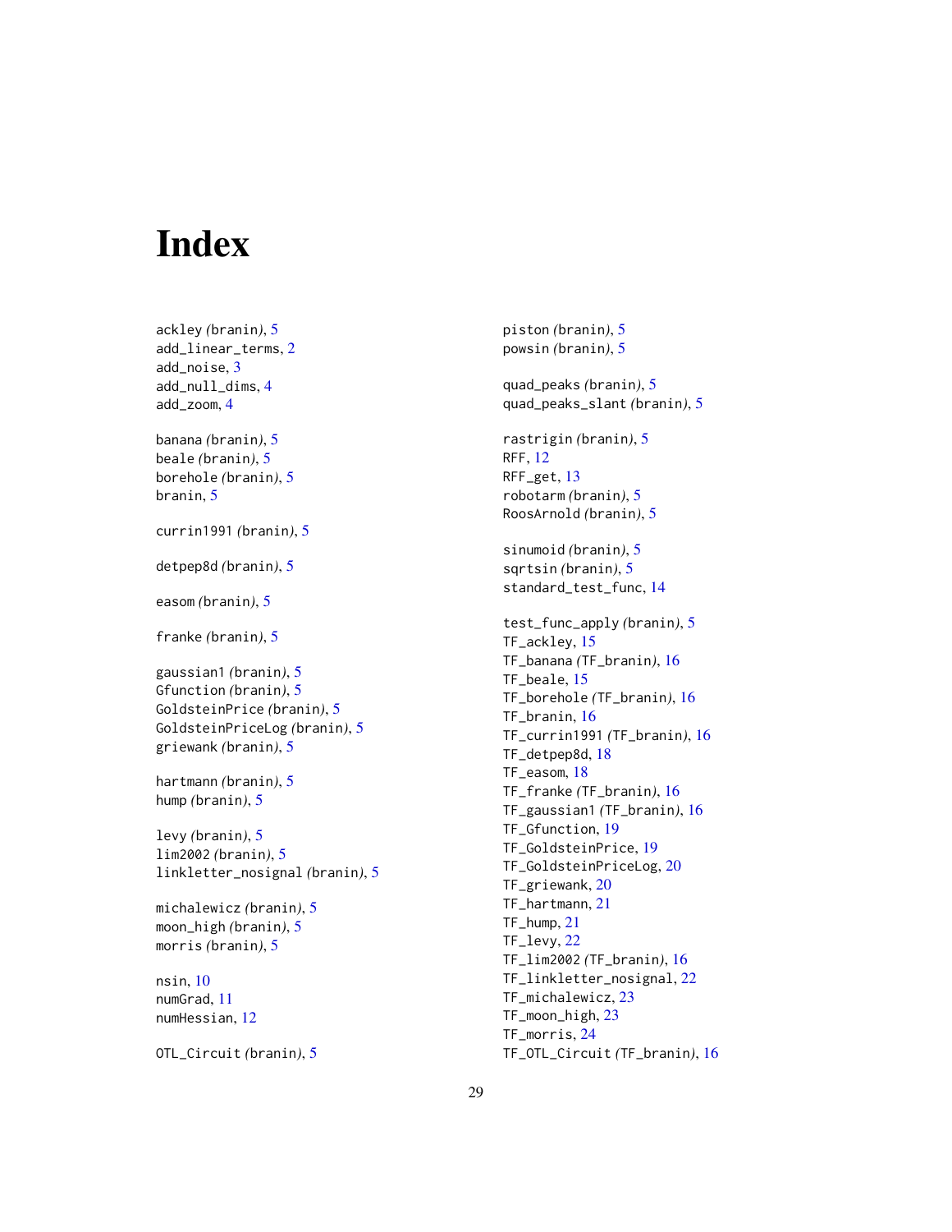# Index

ackley *(branin)*, 5
add_linear_terms, 2
add_noise, 3
add_null_dims, 4
add_zoom, 4

banana *(branin)*, 5
beale *(branin)*, 5
borehole *(branin)*, 5
branin, 5

currin1991 *(branin)*, 5

detpep8d *(branin)*, 5

easom *(branin)*, 5

franke *(branin)*, 5

gaussian1 *(branin)*, 5
Gfunction *(branin)*, 5
GoldsteinPrice *(branin)*, 5
GoldsteinPriceLog *(branin)*, 5
griewank *(branin)*, 5

hartmann *(branin)*, 5
hump *(branin)*, 5

levy *(branin)*, 5
lim2002 *(branin)*, 5
linkletter_nosignal *(branin)*, 5

michalewicz *(branin)*, 5
moon_high *(branin)*, 5
morris *(branin)*, 5

nsin, 10
numGrad, 11
numHessian, 12

OTL_Circuit *(branin)*, 5

piston *(branin)*, 5
powsin *(branin)*, 5

quad_peaks *(branin)*, 5
quad_peaks_slant *(branin)*, 5

rastrigin *(branin)*, 5
RFF, 12
RFF_get, 13
robotarm *(branin)*, 5
RoosArnold *(branin)*, 5

sinumoid *(branin)*, 5
sqrtsin *(branin)*, 5
standard_test_func, 14

test_func_apply *(branin)*, 5
TF_ackley, 15
TF_banana *(TF_branin)*, 16
TF_beale, 15
TF_borehole *(TF_branin)*, 16
TF_branin, 16
TF_currin1991 *(TF_branin)*, 16
TF_detpep8d, 18
TF_easom, 18
TF_franke *(TF_branin)*, 16
TF_gaussian1 *(TF_branin)*, 16
TF_Gfunction, 19
TF_GoldsteinPrice, 19
TF_GoldsteinPriceLog, 20
TF_griewank, 20
TF_hartmann, 21
TF_hump, 21
TF_levy, 22
TF_lim2002 *(TF_branin)*, 16
TF_linkletter_nosignal, 22
TF_michalewicz, 23
TF_moon_high, 23
TF_morris, 24
TF_OTL_Circuit *(TF_branin)*, 16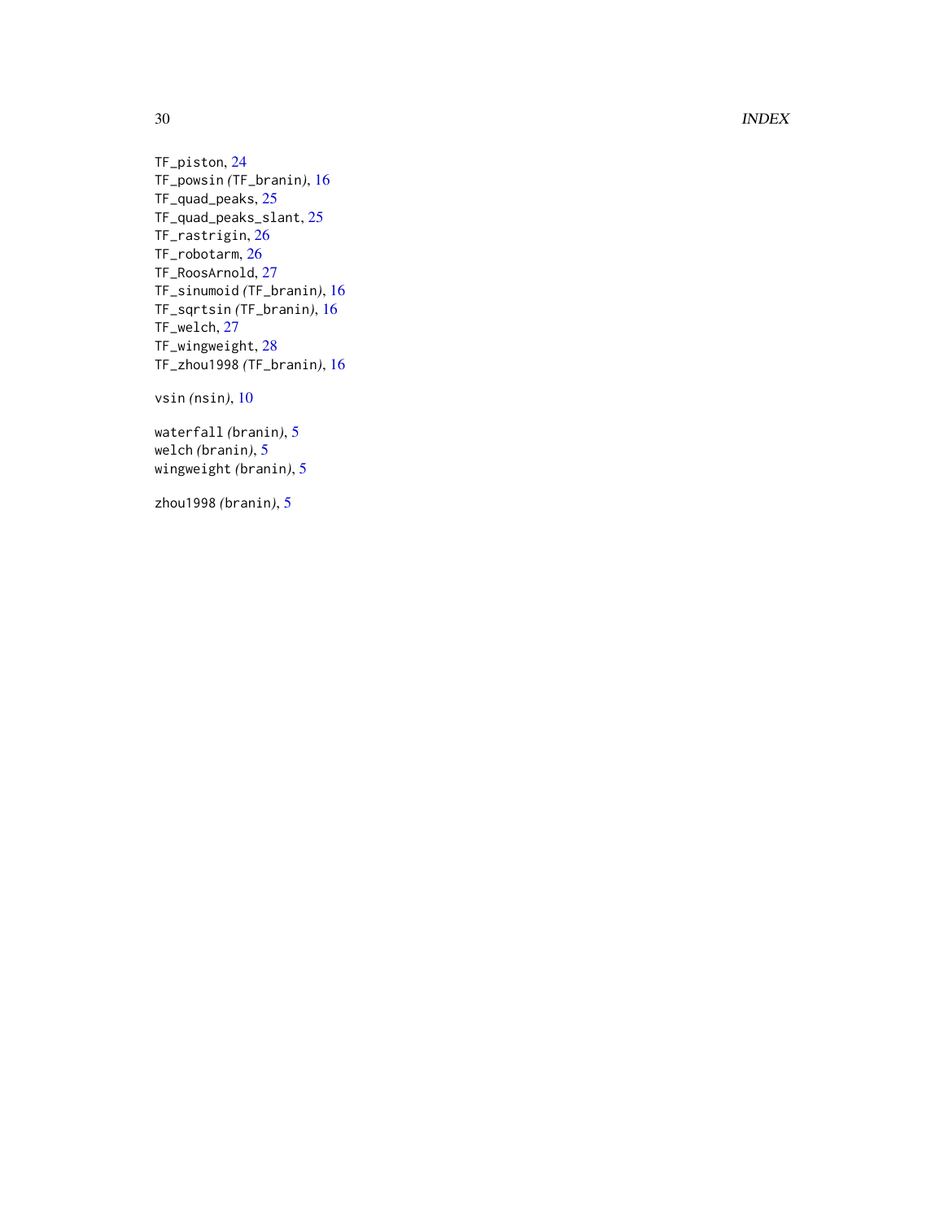TF_piston, 24
TF_powsin (TF_branin), 16
TF_quad_peaks, 25
TF_quad_peaks_slant, 25
TF_rastrigin, 26
TF_robotarm, 26
TF_RoosArnold, 27
TF_sinumoid (TF_branin), 16
TF_sqrtsin (TF_branin), 16
TF_welch, 27
TF_wingweight, 28
TF_zhou1998 (TF_branin), 16

vsin (nsin), 10

waterfall (branin), 5
welch (branin), 5
wingweight (branin), 5

zhou1998 (branin), 5